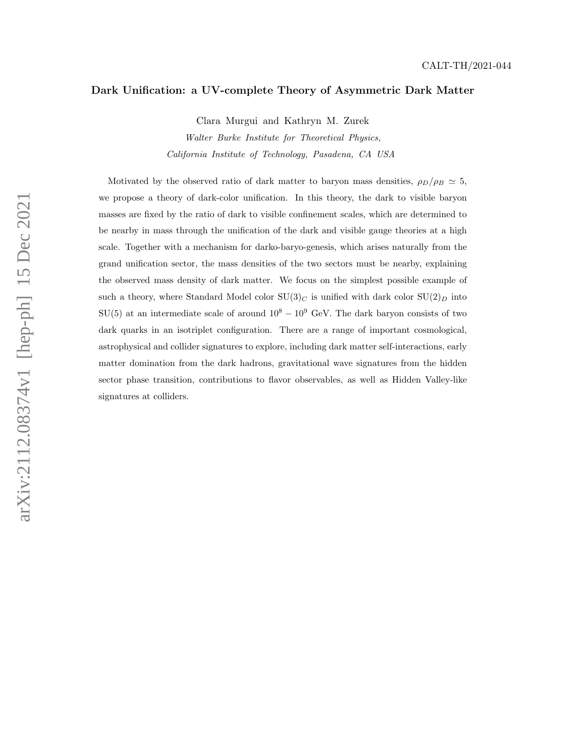CALT-TH/2021-044

# Dark Unification: a UV-complete Theory of Asymmetric Dark Matter

Clara Murgui and Kathryn M. Zurek

*Walter Burke Institute for Theoretical Physics,*
*California Institute of Technology, Pasadena, CA USA*

Motivated by the observed ratio of dark matter to baryon mass densities, $\rho_D/\rho_B \simeq 5$, we propose a theory of dark-color unification. In this theory, the dark to visible baryon masses are fixed by the ratio of dark to visible confinement scales, which are determined to be nearby in mass through the unification of the dark and visible gauge theories at a high scale. Together with a mechanism for darko-baryo-genesis, which arises naturally from the grand unification sector, the mass densities of the two sectors must be nearby, explaining the observed mass density of dark matter. We focus on the simplest possible example of such a theory, where Standard Model color $\mathrm{SU}(3)_C$ is unified with dark color $\mathrm{SU}(2)_D$ into SU(5) at an intermediate scale of around $10^8 - 10^9$ GeV. The dark baryon consists of two dark quarks in an isotriplet configuration. There are a range of important cosmological, astrophysical and collider signatures to explore, including dark matter self-interactions, early matter domination from the dark hadrons, gravitational wave signatures from the hidden sector phase transition, contributions to flavor observables, as well as Hidden Valley-like signatures at colliders.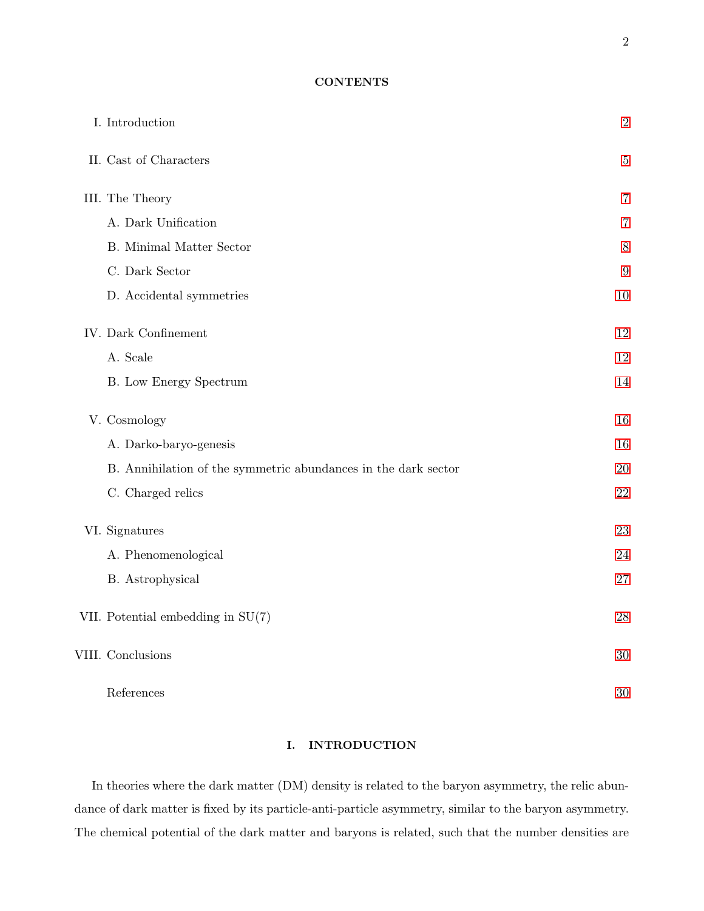## CONTENTS

| | |
|---|---|
| I. Introduction | 2 |
| II. Cast of Characters | 5 |
| III. The Theory | 7 |
| A. Dark Unification | 7 |
| B. Minimal Matter Sector | 8 |
| C. Dark Sector | 9 |
| D. Accidental symmetries | 10 |
| IV. Dark Confinement | 12 |
| A. Scale | 12 |
| B. Low Energy Spectrum | 14 |
| V. Cosmology | 16 |
| A. Darko-baryo-genesis | 16 |
| B. Annihilation of the symmetric abundances in the dark sector | 20 |
| C. Charged relics | 22 |
| VI. Signatures | 23 |
| A. Phenomenological | 24 |
| B. Astrophysical | 27 |
| VII. Potential embedding in SU(7) | 28 |
| VIII. Conclusions | 30 |
| References | 30 |

# I. INTRODUCTION

In theories where the dark matter (DM) density is related to the baryon asymmetry, the relic abundance of dark matter is fixed by its particle-anti-particle asymmetry, similar to the baryon asymmetry. The chemical potential of the dark matter and baryons is related, such that the number densities are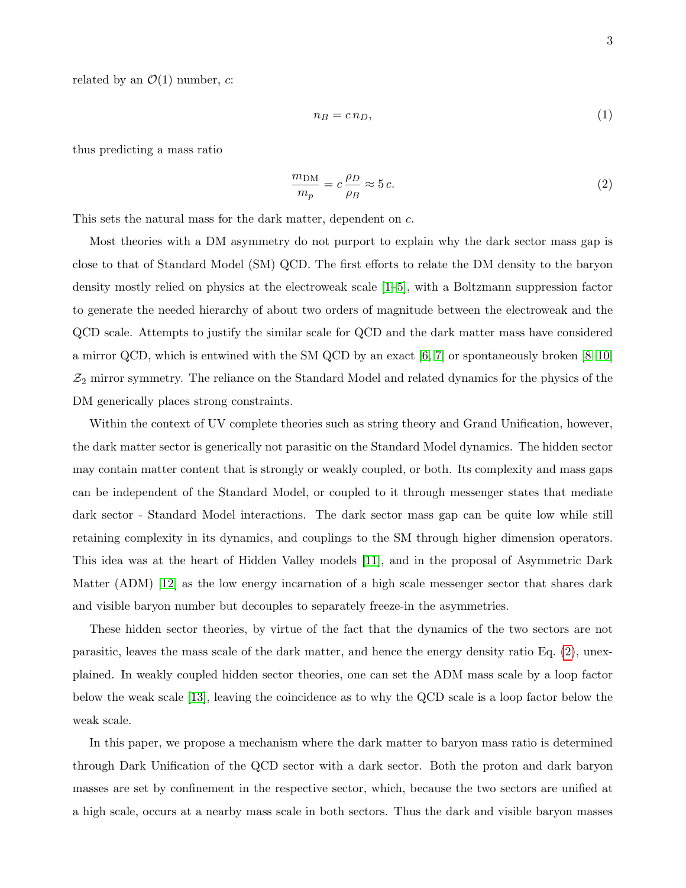related by an $\mathcal{O}(1)$ number, $c$:

$$n_B = c\, n_D, \tag{1}$$

thus predicting a mass ratio

$$\frac{m_{\rm DM}}{m_p} = c\,\frac{\rho_D}{\rho_B} \approx 5\,c. \tag{2}$$

This sets the natural mass for the dark matter, dependent on $c$.

Most theories with a DM asymmetry do not purport to explain why the dark sector mass gap is close to that of Standard Model (SM) QCD. The first efforts to relate the DM density to the baryon density mostly relied on physics at the electroweak scale [1–5], with a Boltzmann suppression factor to generate the needed hierarchy of about two orders of magnitude between the electroweak and the QCD scale. Attempts to justify the similar scale for QCD and the dark matter mass have considered a mirror QCD, which is entwined with the SM QCD by an exact [6, 7] or spontaneously broken [8–10] $\mathcal{Z}_2$ mirror symmetry. The reliance on the Standard Model and related dynamics for the physics of the DM generically places strong constraints.

Within the context of UV complete theories such as string theory and Grand Unification, however, the dark matter sector is generically not parasitic on the Standard Model dynamics. The hidden sector may contain matter content that is strongly or weakly coupled, or both. Its complexity and mass gaps can be independent of the Standard Model, or coupled to it through messenger states that mediate dark sector - Standard Model interactions. The dark sector mass gap can be quite low while still retaining complexity in its dynamics, and couplings to the SM through higher dimension operators. This idea was at the heart of Hidden Valley models [11], and in the proposal of Asymmetric Dark Matter (ADM) [12] as the low energy incarnation of a high scale messenger sector that shares dark and visible baryon number but decouples to separately freeze-in the asymmetries.

These hidden sector theories, by virtue of the fact that the dynamics of the two sectors are not parasitic, leaves the mass scale of the dark matter, and hence the energy density ratio Eq. (2), unexplained. In weakly coupled hidden sector theories, one can set the ADM mass scale by a loop factor below the weak scale [13], leaving the coincidence as to why the QCD scale is a loop factor below the weak scale.

In this paper, we propose a mechanism where the dark matter to baryon mass ratio is determined through Dark Unification of the QCD sector with a dark sector. Both the proton and dark baryon masses are set by confinement in the respective sector, which, because the two sectors are unified at a high scale, occurs at a nearby mass scale in both sectors. Thus the dark and visible baryon masses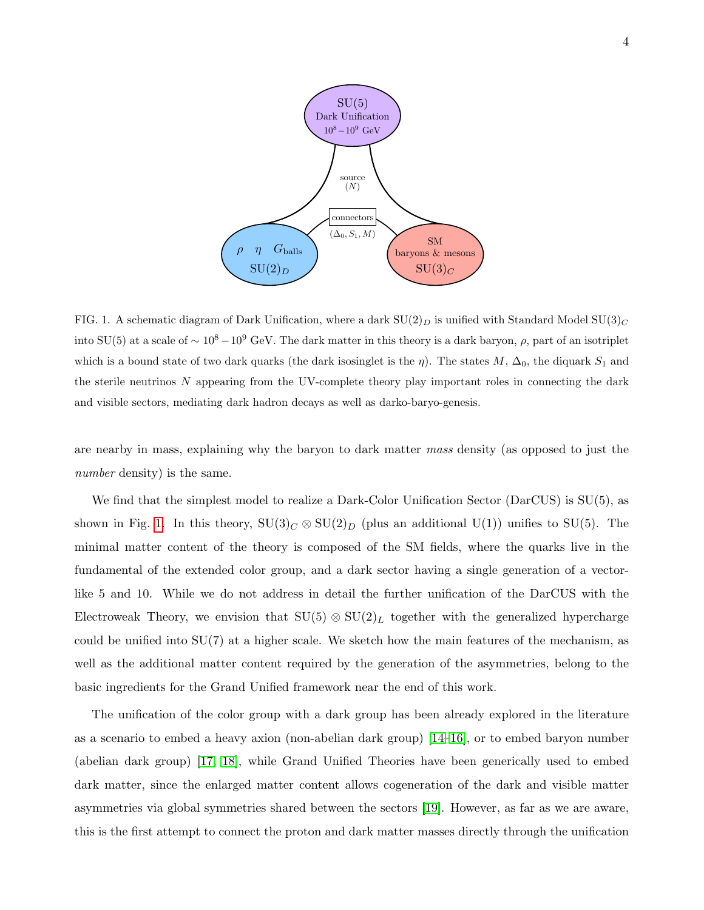FIG. 1. A schematic diagram of Dark Unification, where a dark $\mathrm{SU}(2)_D$ is unified with Standard Model $\mathrm{SU}(3)_C$ into SU(5) at a scale of $\sim 10^8 - 10^9$ GeV. The dark matter in this theory is a dark baryon, $\rho$, part of an isotriplet which is a bound state of two dark quarks (the dark isosinglet is the $\eta$). The states $M$, $\Delta_0$, the diquark $S_1$ and the sterile neutrinos $N$ appearing from the UV-complete theory play important roles in connecting the dark and visible sectors, mediating dark hadron decays as well as darko-baryo-genesis.

are nearby in mass, explaining why the baryon to dark matter *mass* density (as opposed to just the *number* density) is the same.

We find that the simplest model to realize a Dark-Color Unification Sector (DarCUS) is SU(5), as shown in Fig. 1. In this theory, $\mathrm{SU}(3)_C \otimes \mathrm{SU}(2)_D$ (plus an additional U(1)) unifies to SU(5). The minimal matter content of the theory is composed of the SM fields, where the quarks live in the fundamental of the extended color group, and a dark sector having a single generation of a vector-like 5 and 10. While we do not address in detail the further unification of the DarCUS with the Electroweak Theory, we envision that $\mathrm{SU}(5) \otimes \mathrm{SU}(2)_L$ together with the generalized hypercharge could be unified into SU(7) at a higher scale. We sketch how the main features of the mechanism, as well as the additional matter content required by the generation of the asymmetries, belong to the basic ingredients for the Grand Unified framework near the end of this work.

The unification of the color group with a dark group has been already explored in the literature as a scenario to embed a heavy axion (non-abelian dark group) [14–16], or to embed baryon number (abelian dark group) [17, 18], while Grand Unified Theories have been generically used to embed dark matter, since the enlarged matter content allows cogeneration of the dark and visible matter asymmetries via global symmetries shared between the sectors [19]. However, as far as we are aware, this is the first attempt to connect the proton and dark matter masses directly through the unification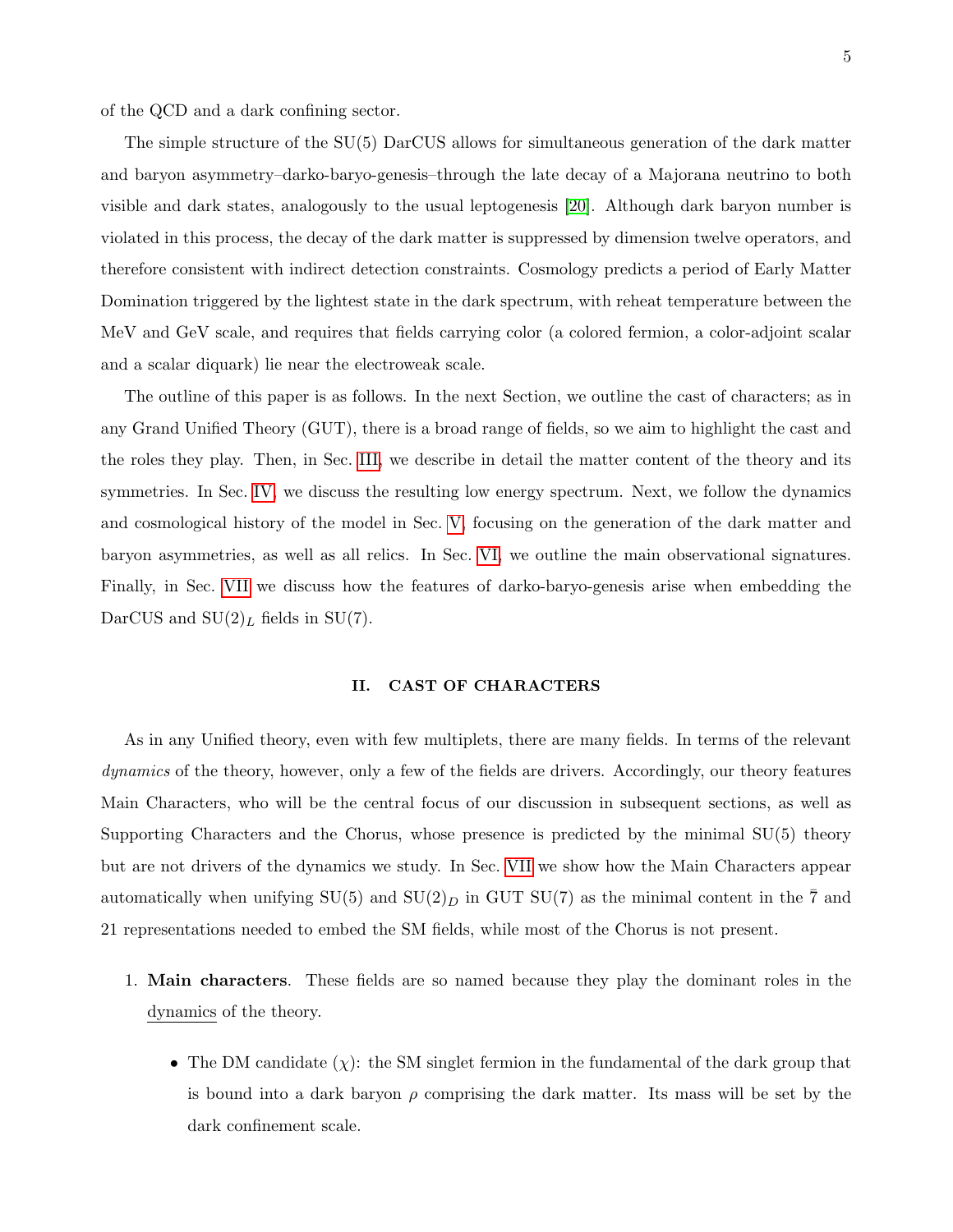of the QCD and a dark confining sector.

The simple structure of the SU(5) DarCUS allows for simultaneous generation of the dark matter and baryon asymmetry–darko-baryo-genesis–through the late decay of a Majorana neutrino to both visible and dark states, analogously to the usual leptogenesis [20]. Although dark baryon number is violated in this process, the decay of the dark matter is suppressed by dimension twelve operators, and therefore consistent with indirect detection constraints. Cosmology predicts a period of Early Matter Domination triggered by the lightest state in the dark spectrum, with reheat temperature between the MeV and GeV scale, and requires that fields carrying color (a colored fermion, a color-adjoint scalar and a scalar diquark) lie near the electroweak scale.

The outline of this paper is as follows. In the next Section, we outline the cast of characters; as in any Grand Unified Theory (GUT), there is a broad range of fields, so we aim to highlight the cast and the roles they play. Then, in Sec. III, we describe in detail the matter content of the theory and its symmetries. In Sec. IV, we discuss the resulting low energy spectrum. Next, we follow the dynamics and cosmological history of the model in Sec. V, focusing on the generation of the dark matter and baryon asymmetries, as well as all relics. In Sec. VI, we outline the main observational signatures. Finally, in Sec. VII we discuss how the features of darko-baryo-genesis arise when embedding the DarCUS and $SU(2)_L$ fields in SU(7).

## II. CAST OF CHARACTERS

As in any Unified theory, even with few multiplets, there are many fields. In terms of the relevant *dynamics* of the theory, however, only a few of the fields are drivers. Accordingly, our theory features Main Characters, who will be the central focus of our discussion in subsequent sections, as well as Supporting Characters and the Chorus, whose presence is predicted by the minimal SU(5) theory but are not drivers of the dynamics we study. In Sec. VII we show how the Main Characters appear automatically when unifying SU(5) and $SU(2)_D$ in GUT SU(7) as the minimal content in the $\bar{7}$ and 21 representations needed to embed the SM fields, while most of the Chorus is not present.

1. **Main characters**. These fields are so named because they play the dominant roles in the dynamics of the theory.

   - The DM candidate ($\chi$): the SM singlet fermion in the fundamental of the dark group that is bound into a dark baryon $\rho$ comprising the dark matter. Its mass will be set by the dark confinement scale.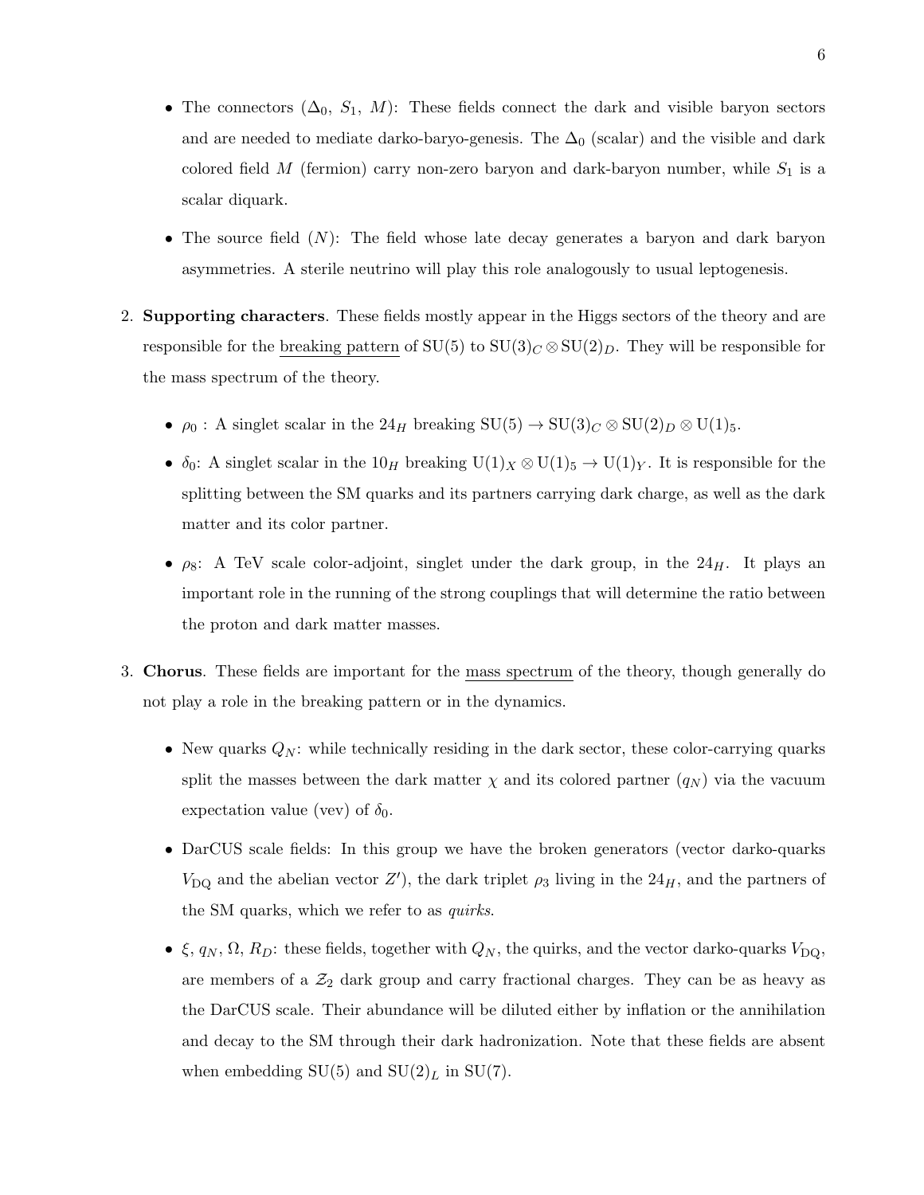- The connectors ($\Delta_0$, $S_1$, $M$): These fields connect the dark and visible baryon sectors and are needed to mediate darko-baryo-genesis. The $\Delta_0$ (scalar) and the visible and dark colored field $M$ (fermion) carry non-zero baryon and dark-baryon number, while $S_1$ is a scalar diquark.
- The source field ($N$): The field whose late decay generates a baryon and dark baryon asymmetries. A sterile neutrino will play this role analogously to usual leptogenesis.

2. **Supporting characters**. These fields mostly appear in the Higgs sectors of the theory and are responsible for the breaking pattern of SU(5) to $\mathrm{SU}(3)_C \otimes \mathrm{SU}(2)_D$. They will be responsible for the mass spectrum of the theory.

   - $\rho_0$ : A singlet scalar in the $24_H$ breaking $\mathrm{SU}(5) \to \mathrm{SU}(3)_C \otimes \mathrm{SU}(2)_D \otimes \mathrm{U}(1)_5$.
   - $\delta_0$: A singlet scalar in the $10_H$ breaking $\mathrm{U}(1)_X \otimes \mathrm{U}(1)_5 \to \mathrm{U}(1)_Y$. It is responsible for the splitting between the SM quarks and its partners carrying dark charge, as well as the dark matter and its color partner.
   - $\rho_8$: A TeV scale color-adjoint, singlet under the dark group, in the $24_H$. It plays an important role in the running of the strong couplings that will determine the ratio between the proton and dark matter masses.

3. **Chorus**. These fields are important for the mass spectrum of the theory, though generally do not play a role in the breaking pattern or in the dynamics.

   - New quarks $Q_N$: while technically residing in the dark sector, these color-carrying quarks split the masses between the dark matter $\chi$ and its colored partner ($q_N$) via the vacuum expectation value (vev) of $\delta_0$.
   - DarCUS scale fields: In this group we have the broken generators (vector darko-quarks $V_{\mathrm{DQ}}$ and the abelian vector $Z'$), the dark triplet $\rho_3$ living in the $24_H$, and the partners of the SM quarks, which we refer to as *quirks*.
   - $\xi$, $q_N$, $\Omega$, $R_D$: these fields, together with $Q_N$, the quirks, and the vector darko-quarks $V_{\mathrm{DQ}}$, are members of a $\mathcal{Z}_2$ dark group and carry fractional charges. They can be as heavy as the DarCUS scale. Their abundance will be diluted either by inflation or the annihilation and decay to the SM through their dark hadronization. Note that these fields are absent when embedding SU(5) and $\mathrm{SU}(2)_L$ in SU(7).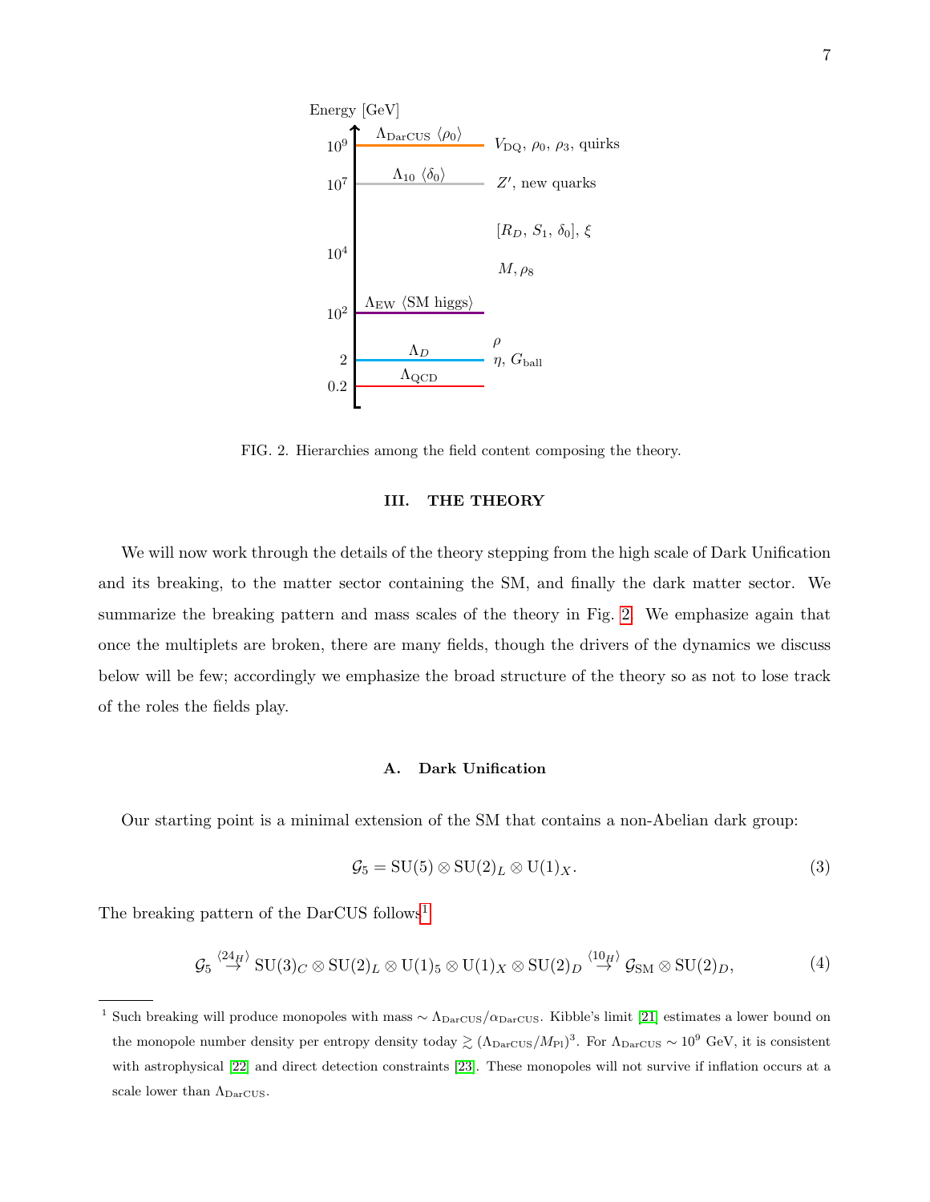Energy [GeV]

| Energy [GeV] | Scale | Fields |
|---|---|---|
| $10^9$ | $\Lambda_{\rm DarCUS}$ $\langle\rho_0\rangle$ | $V_{\rm DQ}$, $\rho_0$, $\rho_3$, quirks |
| $10^7$ | $\Lambda_{10}$ $\langle\delta_0\rangle$ | $Z'$, new quarks |
| | | $[R_D,\, S_1,\, \delta_0]$, $\xi$ |
| $10^4$ | | $M, \rho_8$ |
| $10^2$ | $\Lambda_{\rm EW}$ $\langle$SM higgs$\rangle$ | |
| | | $\rho$ |
| 2 | $\Lambda_D$ | $\eta$, $G_{\rm ball}$ |
| 0.2 | $\Lambda_{\rm QCD}$ | |

FIG. 2. Hierarchies among the field content composing the theory.

## III. THE THEORY

We will now work through the details of the theory stepping from the high scale of Dark Unification and its breaking, to the matter sector containing the SM, and finally the dark matter sector. We summarize the breaking pattern and mass scales of the theory in Fig. 2. We emphasize again that once the multiplets are broken, there are many fields, though the drivers of the dynamics we discuss below will be few; accordingly we emphasize the broad structure of the theory so as not to lose track of the roles the fields play.

### A. Dark Unification

Our starting point is a minimal extension of the SM that contains a non-Abelian dark group:

$$\mathcal{G}_5 = \mathrm{SU}(5) \otimes \mathrm{SU}(2)_L \otimes \mathrm{U}(1)_X. \tag{3}$$

The breaking pattern of the DarCUS follows[1]

$$\mathcal{G}_5 \overset{\langle 24_H \rangle}{\to} \mathrm{SU}(3)_C \otimes \mathrm{SU}(2)_L \otimes \mathrm{U}(1)_5 \otimes \mathrm{U}(1)_X \otimes \mathrm{SU}(2)_D \overset{\langle 10_H \rangle}{\to} \mathcal{G}_{\rm SM} \otimes \mathrm{SU}(2)_D, \tag{4}$$

[1] Such breaking will produce monopoles with mass $\sim \Lambda_{\rm DarCUS}/\alpha_{\rm DarCUS}$. Kibble's limit [21] estimates a lower bound on the monopole number density per entropy density today $\gtrsim (\Lambda_{\rm DarCUS}/M_{\rm Pl})^3$. For $\Lambda_{\rm DarCUS} \sim 10^9$ GeV, it is consistent with astrophysical [22] and direct detection constraints [23]. These monopoles will not survive if inflation occurs at a scale lower than $\Lambda_{\rm DarCUS}$.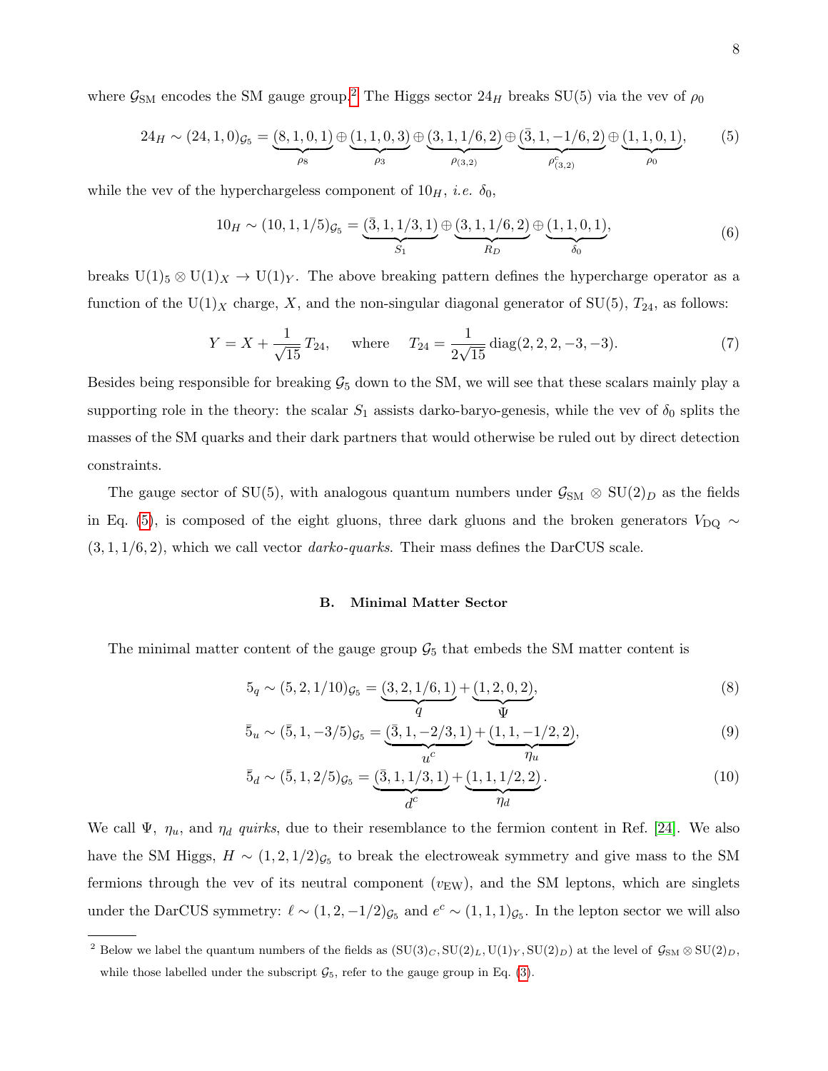where $\mathcal{G}_{\rm SM}$ encodes the SM gauge group.[2] The Higgs sector $24_H$ breaks SU(5) via the vev of $\rho_0$

$$24_H \sim (24,1,0)_{\mathcal{G}_5} = \underbrace{(8,1,0,1)}_{\rho_8} \oplus \underbrace{(1,1,0,3)}_{\rho_3} \oplus \underbrace{(3,1,1/6,2)}_{\rho_{(3,2)}} \oplus \underbrace{(\bar{3},1,-1/6,2)}_{\rho^c_{(3,2)}} \oplus \underbrace{(1,1,0,1)}_{\rho_0}, \tag{5}$$

while the vev of the hyperchargeless component of $10_H$, *i.e.* $\delta_0$,

$$10_H \sim (10,1,1/5)_{\mathcal{G}_5} = \underbrace{(\bar{3},1,1/3,1)}_{S_1} \oplus \underbrace{(3,1,1/6,2)}_{R_D} \oplus \underbrace{(1,1,0,1)}_{\delta_0}, \tag{6}$$

breaks $\mathrm{U}(1)_5 \otimes \mathrm{U}(1)_X \to \mathrm{U}(1)_Y$. The above breaking pattern defines the hypercharge operator as a function of the $\mathrm{U}(1)_X$ charge, $X$, and the non-singular diagonal generator of SU(5), $T_{24}$, as follows:

$$Y = X + \frac{1}{\sqrt{15}}\,T_{24}, \quad \text{where} \quad T_{24} = \frac{1}{2\sqrt{15}}\,\mathrm{diag}(2,2,2,-3,-3). \tag{7}$$

Besides being responsible for breaking $\mathcal{G}_5$ down to the SM, we will see that these scalars mainly play a supporting role in the theory: the scalar $S_1$ assists darko-baryo-genesis, while the vev of $\delta_0$ splits the masses of the SM quarks and their dark partners that would otherwise be ruled out by direct detection constraints.

The gauge sector of SU(5), with analogous quantum numbers under $\mathcal{G}_{\rm SM} \otimes \mathrm{SU}(2)_D$ as the fields in Eq. (5), is composed of the eight gluons, three dark gluons and the broken generators $V_{\rm DQ} \sim (3,1,1/6,2)$, which we call vector *darko-quarks*. Their mass defines the DarCUS scale.

### B. Minimal Matter Sector

The minimal matter content of the gauge group $\mathcal{G}_5$ that embeds the SM matter content is

$$5_q \sim (5,2,1/10)_{\mathcal{G}_5} = \underbrace{(3,2,1/6,1)}_{q} + \underbrace{(1,2,0,2)}_{\Psi}, \tag{8}$$

$$\bar{5}_u \sim (\bar{5},1,-3/5)_{\mathcal{G}_5} = \underbrace{(\bar{3},1,-2/3,1)}_{u^c} + \underbrace{(1,1,-1/2,2)}_{\eta_u}, \tag{9}$$

$$\bar{5}_d \sim (\bar{5},1,2/5)_{\mathcal{G}_5} = \underbrace{(\bar{3},1,1/3,1)}_{d^c} + \underbrace{(1,1,1/2,2)}_{\eta_d}. \tag{10}$$

We call $\Psi$, $\eta_u$, and $\eta_d$ *quirks*, due to their resemblance to the fermion content in Ref. [24]. We also have the SM Higgs, $H \sim (1,2,1/2)_{\mathcal{G}_5}$ to break the electroweak symmetry and give mass to the SM fermions through the vev of its neutral component ($v_{\rm EW}$), and the SM leptons, which are singlets under the DarCUS symmetry: $\ell \sim (1,2,-1/2)_{\mathcal{G}_5}$ and $e^c \sim (1,1,1)_{\mathcal{G}_5}$. In the lepton sector we will also

---

[2] Below we label the quantum numbers of the fields as $(\mathrm{SU}(3)_C, \mathrm{SU}(2)_L, \mathrm{U}(1)_Y, \mathrm{SU}(2)_D)$ at the level of $\mathcal{G}_{\rm SM} \otimes \mathrm{SU}(2)_D$, while those labelled under the subscript $\mathcal{G}_5$, refer to the gauge group in Eq. (3).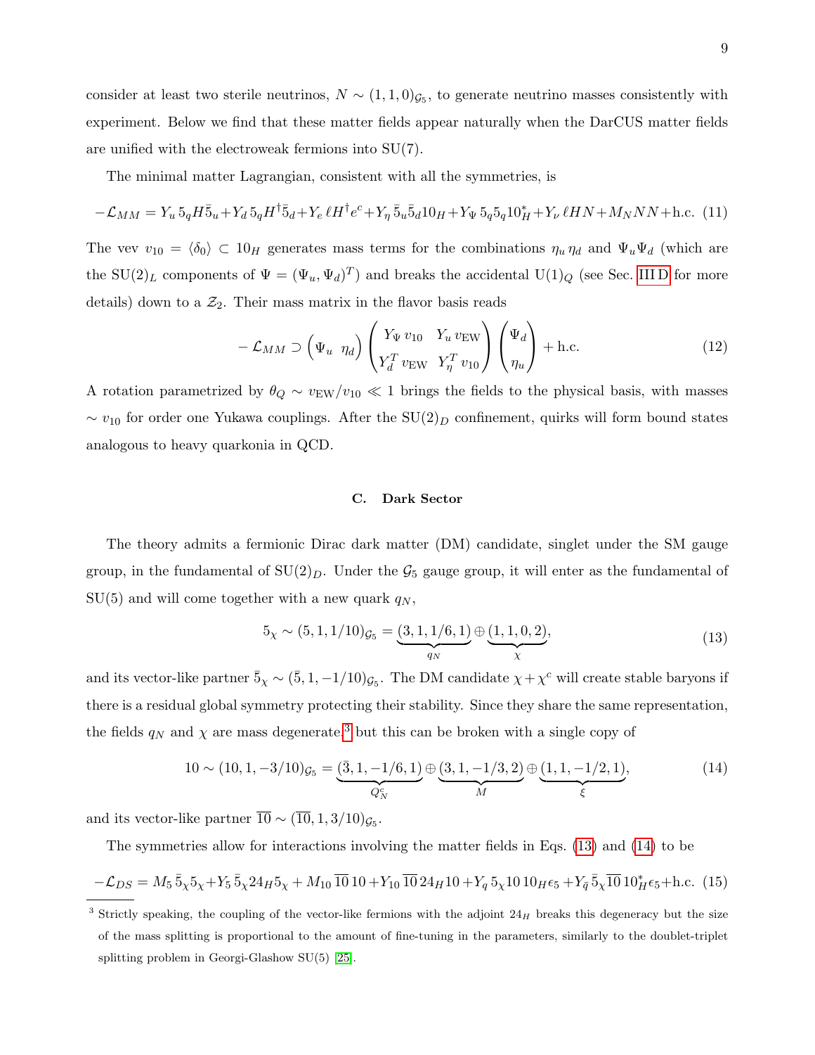consider at least two sterile neutrinos, $N \sim (1,1,0)_{\mathcal{G}_5}$, to generate neutrino masses consistently with experiment. Below we find that these matter fields appear naturally when the DarCUS matter fields are unified with the electroweak fermions into SU(7).

The minimal matter Lagrangian, consistent with all the symmetries, is

$$-\mathcal{L}_{MM} = Y_u\, 5_q H \bar{5}_u + Y_d\, 5_q H^\dagger \bar{5}_d + Y_e\, \ell H^\dagger e^c + Y_\eta\, \bar{5}_u \bar{5}_d 10_H + Y_\Psi\, 5_q 5_q 10_H^* + Y_\nu\, \ell H N + M_N N N + \text{h.c.} \tag{11}$$

The vev $v_{10} = \langle \delta_0 \rangle \subset 10_H$ generates mass terms for the combinations $\eta_u\, \eta_d$ and $\Psi_u \Psi_d$ (which are the SU(2)$_L$ components of $\Psi = (\Psi_u, \Psi_d)^T$) and breaks the accidental U(1)$_Q$ (see Sec. III D for more details) down to a $\mathcal{Z}_2$. Their mass matrix in the flavor basis reads

$$-\mathcal{L}_{MM} \supset \begin{pmatrix} \Psi_u & \eta_d \end{pmatrix} \begin{pmatrix} Y_\Psi\, v_{10} & Y_u\, v_{\text{EW}} \\ Y_d^T\, v_{\text{EW}} & Y_\eta^T\, v_{10} \end{pmatrix} \begin{pmatrix} \Psi_d \\ \eta_u \end{pmatrix} + \text{h.c.} \tag{12}$$

A rotation parametrized by $\theta_Q \sim v_{\text{EW}}/v_{10} \ll 1$ brings the fields to the physical basis, with masses $\sim v_{10}$ for order one Yukawa couplings. After the SU(2)$_D$ confinement, quirks will form bound states analogous to heavy quarkonia in QCD.

### C. Dark Sector

The theory admits a fermionic Dirac dark matter (DM) candidate, singlet under the SM gauge group, in the fundamental of SU(2)$_D$. Under the $\mathcal{G}_5$ gauge group, it will enter as the fundamental of SU(5) and will come together with a new quark $q_N$,

$$5_\chi \sim (5, 1, 1/10)_{\mathcal{G}_5} = \underbrace{(3, 1, 1/6, 1)}_{q_N} \oplus \underbrace{(1, 1, 0, 2)}_{\chi}, \tag{13}$$

and its vector-like partner $\bar{5}_\chi \sim (\bar{5}, 1, -1/10)_{\mathcal{G}_5}$. The DM candidate $\chi + \chi^c$ will create stable baryons if there is a residual global symmetry protecting their stability. Since they share the same representation, the fields $q_N$ and $\chi$ are mass degenerate,[3] but this can be broken with a single copy of

$$10 \sim (10, 1, -3/10)_{\mathcal{G}_5} = \underbrace{(\bar{3}, 1, -1/6, 1)}_{Q_N^c} \oplus \underbrace{(3, 1, -1/3, 2)}_{M} \oplus \underbrace{(1, 1, -1/2, 1)}_{\xi}, \tag{14}$$

and its vector-like partner $\overline{10} \sim (\overline{10}, 1, 3/10)_{\mathcal{G}_5}$.

The symmetries allow for interactions involving the matter fields in Eqs. (13) and (14) to be

$$-\mathcal{L}_{DS} = M_5\, \bar{5}_\chi 5_\chi + Y_5\, \bar{5}_\chi 24_H 5_\chi + M_{10}\, \overline{10}\, 10 + Y_{10}\, \overline{10}\, 24_H 10 + Y_q\, 5_\chi 10\, 10_H \epsilon_5 + Y_{\bar{q}}\, \bar{5}_\chi \overline{10}\, 10_H^* \epsilon_5 + \text{h.c.} \tag{15}$$

---

[3] Strictly speaking, the coupling of the vector-like fermions with the adjoint $24_H$ breaks this degeneracy but the size of the mass splitting is proportional to the amount of fine-tuning in the parameters, similarly to the doublet-triplet splitting problem in Georgi-Glashow SU(5) [25].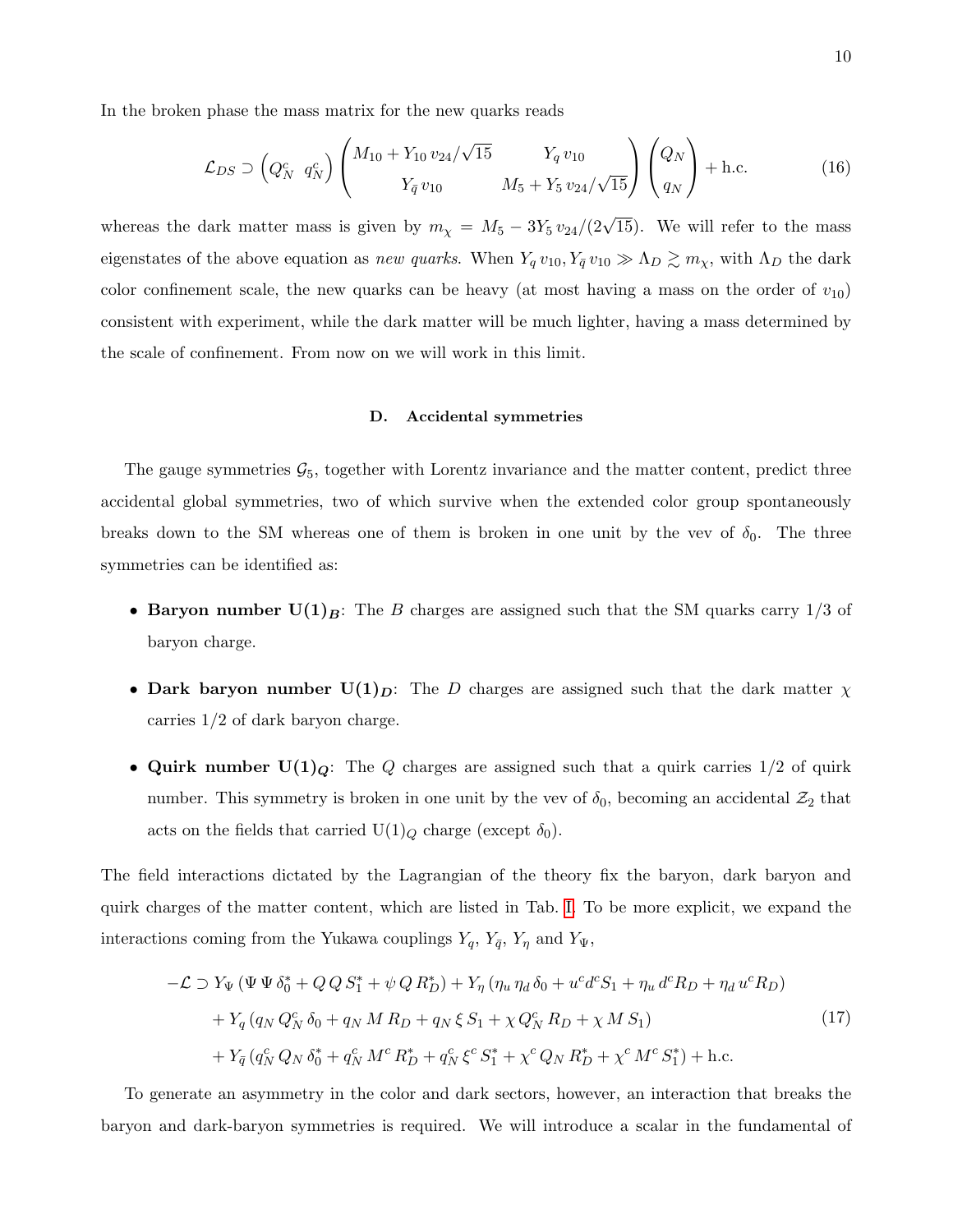In the broken phase the mass matrix for the new quarks reads

$$\mathcal{L}_{DS} \supset \begin{pmatrix} Q_N^c & q_N^c \end{pmatrix} \begin{pmatrix} M_{10} + Y_{10}\, v_{24}/\sqrt{15} & Y_q\, v_{10} \\ Y_{\bar{q}}\, v_{10} & M_5 + Y_5\, v_{24}/\sqrt{15} \end{pmatrix} \begin{pmatrix} Q_N \\ q_N \end{pmatrix} + \text{h.c.} \tag{16}$$

whereas the dark matter mass is given by $m_\chi = M_5 - 3Y_5\, v_{24}/(2\sqrt{15})$. We will refer to the mass eigenstates of the above equation as *new quarks*. When $Y_q\, v_{10}, Y_{\bar{q}}\, v_{10} \gg \Lambda_D \gtrsim m_\chi$, with $\Lambda_D$ the dark color confinement scale, the new quarks can be heavy (at most having a mass on the order of $v_{10}$) consistent with experiment, while the dark matter will be much lighter, having a mass determined by the scale of confinement. From now on we will work in this limit.

### D. Accidental symmetries

The gauge symmetries $\mathcal{G}_5$, together with Lorentz invariance and the matter content, predict three accidental global symmetries, two of which survive when the extended color group spontaneously breaks down to the SM whereas one of them is broken in one unit by the vev of $\delta_0$. The three symmetries can be identified as:

- **Baryon number $\mathbf{U(1)}_{\boldsymbol{B}}$**: The $B$ charges are assigned such that the SM quarks carry 1/3 of baryon charge.
- **Dark baryon number $\mathbf{U(1)}_{\boldsymbol{D}}$**: The $D$ charges are assigned such that the dark matter $\chi$ carries 1/2 of dark baryon charge.
- **Quirk number $\mathbf{U(1)}_{\boldsymbol{Q}}$**: The $Q$ charges are assigned such that a quirk carries 1/2 of quirk number. This symmetry is broken in one unit by the vev of $\delta_0$, becoming an accidental $\mathcal{Z}_2$ that acts on the fields that carried $\text{U}(1)_Q$ charge (except $\delta_0$).

The field interactions dictated by the Lagrangian of the theory fix the baryon, dark baryon and quirk charges of the matter content, which are listed in Tab. I. To be more explicit, we expand the interactions coming from the Yukawa couplings $Y_q$, $Y_{\bar{q}}$, $Y_\eta$ and $Y_\Psi$,

$$\begin{aligned} -\mathcal{L} \supset\; & Y_\Psi\,(\Psi\,\Psi\,\delta_0^* + Q\,Q\,S_1^* + \psi\,Q\,R_D^*) + Y_\eta\,(\eta_u\,\eta_d\,\delta_0 + u^c d^c S_1 + \eta_u\,d^c R_D + \eta_d\,u^c R_D) \\ & + Y_q\,(q_N\,Q_N^c\,\delta_0 + q_N\,M\,R_D + q_N\,\xi\,S_1 + \chi\,Q_N^c\,R_D + \chi\,M\,S_1) \\ & + Y_{\bar{q}}\,(q_N^c\,Q_N\,\delta_0^* + q_N^c\,M^c\,R_D^* + q_N^c\,\xi^c\,S_1^* + \chi^c\,Q_N\,R_D^* + \chi^c\,M^c\,S_1^*) + \text{h.c.} \end{aligned} \tag{17}$$

To generate an asymmetry in the color and dark sectors, however, an interaction that breaks the baryon and dark-baryon symmetries is required. We will introduce a scalar in the fundamental of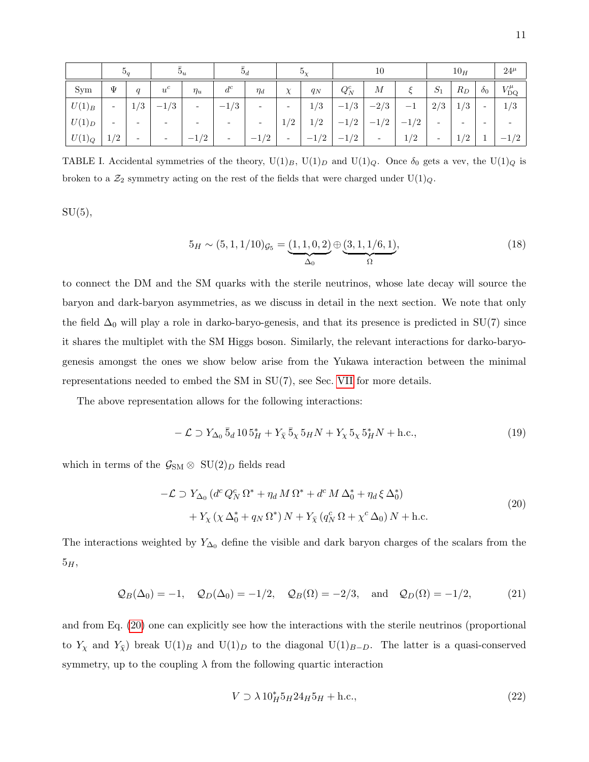|  | $5_q$ |  | $\bar{5}_u$ |  | $\bar{5}_d$ |  | $5_\chi$ |  | 10 |  |  | $10_H$ |  |  | $24^\mu$ |
|---|---|---|---|---|---|---|---|---|---|---|---|---|---|---|---|
| Sym | $\Psi$ | $q$ | $u^c$ | $\eta_u$ | $d^c$ | $\eta_d$ | $\chi$ | $q_N$ | $Q_N^c$ | $M$ | $\xi$ | $S_1$ | $R_D$ | $\delta_0$ | $V^\mu_{\rm DQ}$ |
| $U(1)_B$ | - | $1/3$ | $-1/3$ | - | $-1/3$ | - | - | $1/3$ | $-1/3$ | $-2/3$ | $-1$ | $2/3$ | $1/3$ | - | $1/3$ |
| $U(1)_D$ | - | - | - | - | - | - | $1/2$ | $1/2$ | $-1/2$ | $-1/2$ | $-1/2$ | - | - | - | - |
| $U(1)_Q$ | $1/2$ | - | - | $-1/2$ | - | $-1/2$ | - | $-1/2$ | $-1/2$ | - | $1/2$ | - | $1/2$ | $1$ | $-1/2$ |

TABLE I. Accidental symmetries of the theory, $\mathrm{U}(1)_B$, $\mathrm{U}(1)_D$ and $\mathrm{U}(1)_Q$. Once $\delta_0$ gets a vev, the $\mathrm{U}(1)_Q$ is broken to a $\mathcal{Z}_2$ symmetry acting on the rest of the fields that were charged under $\mathrm{U}(1)_Q$.

SU(5),

$$5_H \sim (5,1,1/10)_{\mathcal{G}_5} = \underbrace{(1,1,0,2)}_{\Delta_0} \oplus \underbrace{(3,1,1/6,1)}_{\Omega}, \tag{18}$$

to connect the DM and the SM quarks with the sterile neutrinos, whose late decay will source the baryon and dark-baryon asymmetries, as we discuss in detail in the next section. We note that only the field $\Delta_0$ will play a role in darko-baryo-genesis, and that its presence is predicted in SU(7) since it shares the multiplet with the SM Higgs boson. Similarly, the relevant interactions for darko-baryo-genesis amongst the ones we show below arise from the Yukawa interaction between the minimal representations needed to embed the SM in SU(7), see Sec. VII for more details.

The above representation allows for the following interactions:

$$-\mathcal{L} \supset Y_{\Delta_0}\, \bar{5}_d\, 10\, 5_H^* + Y_{\bar{\chi}}\, \bar{5}_\chi\, 5_H N + Y_\chi\, 5_\chi\, 5_H^* N + \text{h.c.}, \tag{19}$$

which in terms of the $\mathcal{G}_{\rm SM} \otimes \mathrm{SU}(2)_D$ fields read

$$\begin{aligned} -\mathcal{L} \supset\; & Y_{\Delta_0}\,(d^c\, Q_N^c\, \Omega^* + \eta_d\, M\, \Omega^* + d^c\, M\, \Delta_0^* + \eta_d\, \xi\, \Delta_0^*) \\ & + Y_\chi\,(\chi\, \Delta_0^* + q_N\, \Omega^*)\, N + Y_{\bar{\chi}}\,(q_N^c\, \Omega + \chi^c\, \Delta_0)\, N + \text{h.c.} \end{aligned} \tag{20}$$

The interactions weighted by $Y_{\Delta_0}$ define the visible and dark baryon charges of the scalars from the $5_H$,

$$\mathcal{Q}_B(\Delta_0) = -1, \quad \mathcal{Q}_D(\Delta_0) = -1/2, \quad \mathcal{Q}_B(\Omega) = -2/3, \quad \text{and} \quad \mathcal{Q}_D(\Omega) = -1/2, \tag{21}$$

and from Eq. (20) one can explicitly see how the interactions with the sterile neutrinos (proportional to $Y_\chi$ and $Y_{\bar{\chi}}$) break $\mathrm{U}(1)_B$ and $\mathrm{U}(1)_D$ to the diagonal $\mathrm{U}(1)_{B-D}$. The latter is a quasi-conserved symmetry, up to the coupling $\lambda$ from the following quartic interaction

$$V \supset \lambda\, 10_H^* 5_H 24_H 5_H + \text{h.c.}, \tag{22}$$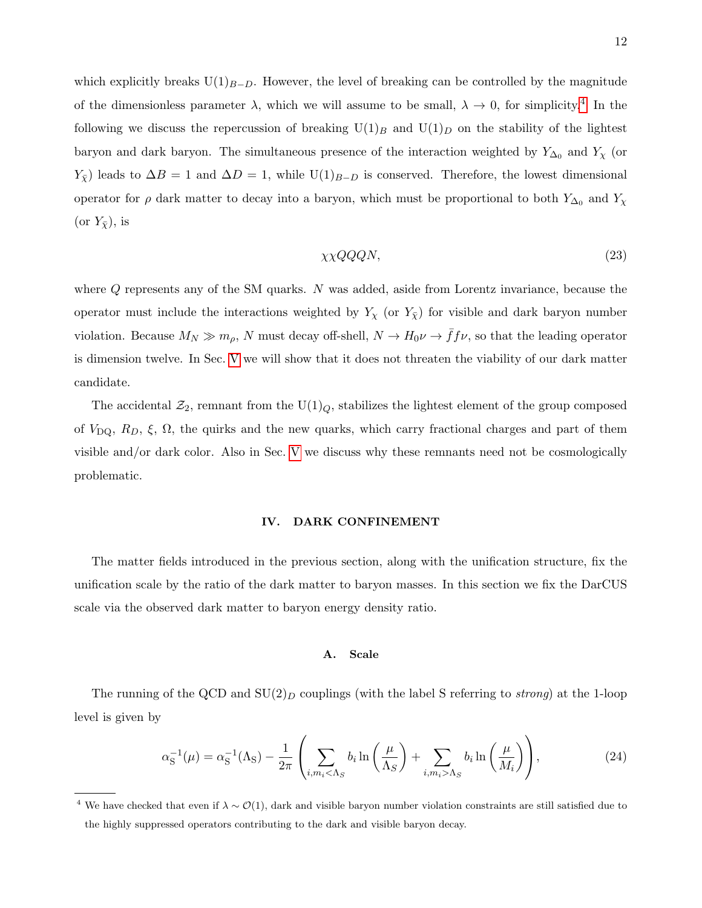which explicitly breaks $\mathrm{U}(1)_{B-D}$. However, the level of breaking can be controlled by the magnitude of the dimensionless parameter $\lambda$, which we will assume to be small, $\lambda \to 0$, for simplicity.[4] In the following we discuss the repercussion of breaking $\mathrm{U}(1)_B$ and $\mathrm{U}(1)_D$ on the stability of the lightest baryon and dark baryon. The simultaneous presence of the interaction weighted by $Y_{\Delta_0}$ and $Y_\chi$ (or $Y_{\bar{\chi}}$) leads to $\Delta B = 1$ and $\Delta D = 1$, while $\mathrm{U}(1)_{B-D}$ is conserved. Therefore, the lowest dimensional operator for $\rho$ dark matter to decay into a baryon, which must be proportional to both $Y_{\Delta_0}$ and $Y_\chi$ (or $Y_{\bar{\chi}}$), is

$$\chi\chi QQQN, \tag{23}$$

where $Q$ represents any of the SM quarks. $N$ was added, aside from Lorentz invariance, because the operator must include the interactions weighted by $Y_\chi$ (or $Y_{\bar{\chi}}$) for visible and dark baryon number violation. Because $M_N \gg m_\rho$, $N$ must decay off-shell, $N \to H_0 \nu \to \bar{f} f \nu$, so that the leading operator is dimension twelve. In Sec. V we will show that it does not threaten the viability of our dark matter candidate.

The accidental $\mathcal{Z}_2$, remnant from the $\mathrm{U}(1)_Q$, stabilizes the lightest element of the group composed of $V_{\mathrm{DQ}}$, $R_D$, $\xi$, $\Omega$, the quirks and the new quarks, which carry fractional charges and part of them visible and/or dark color. Also in Sec. V we discuss why these remnants need not be cosmologically problematic.

## IV. DARK CONFINEMENT

The matter fields introduced in the previous section, along with the unification structure, fix the unification scale by the ratio of the dark matter to baryon masses. In this section we fix the DarCUS scale via the observed dark matter to baryon energy density ratio.

### A. Scale

The running of the QCD and $\mathrm{SU}(2)_D$ couplings (with the label S referring to *strong*) at the 1-loop level is given by

$$\alpha_{\mathrm{S}}^{-1}(\mu) = \alpha_{\mathrm{S}}^{-1}(\Lambda_{\mathrm{S}}) - \frac{1}{2\pi}\left(\sum_{i, m_i < \Lambda_S} b_i \ln\left(\frac{\mu}{\Lambda_S}\right) + \sum_{i, m_i > \Lambda_S} b_i \ln\left(\frac{\mu}{M_i}\right)\right), \tag{24}$$

[4] We have checked that even if $\lambda \sim \mathcal{O}(1)$, dark and visible baryon number violation constraints are still satisfied due to the highly suppressed operators contributing to the dark and visible baryon decay.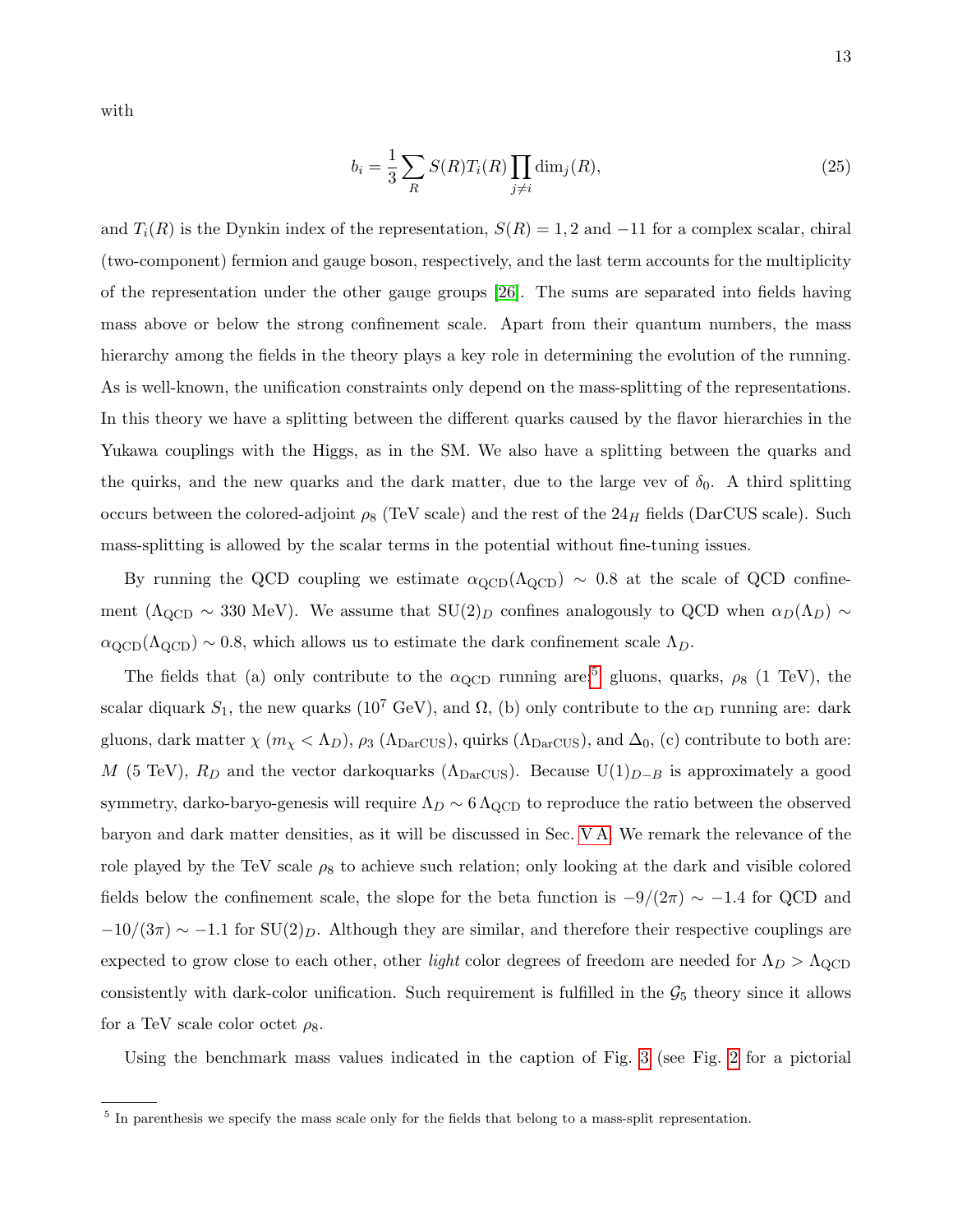with

$$b_i = \frac{1}{3} \sum_R S(R) T_i(R) \prod_{j \neq i} \mathrm{dim}_j(R), \tag{25}$$

and $T_i(R)$ is the Dynkin index of the representation, $S(R) = 1, 2$ and $-11$ for a complex scalar, chiral (two-component) fermion and gauge boson, respectively, and the last term accounts for the multiplicity of the representation under the other gauge groups [26]. The sums are separated into fields having mass above or below the strong confinement scale. Apart from their quantum numbers, the mass hierarchy among the fields in the theory plays a key role in determining the evolution of the running. As is well-known, the unification constraints only depend on the mass-splitting of the representations. In this theory we have a splitting between the different quarks caused by the flavor hierarchies in the Yukawa couplings with the Higgs, as in the SM. We also have a splitting between the quarks and the quirks, and the new quarks and the dark matter, due to the large vev of $\delta_0$. A third splitting occurs between the colored-adjoint $\rho_8$ (TeV scale) and the rest of the $24_H$ fields (DarCUS scale). Such mass-splitting is allowed by the scalar terms in the potential without fine-tuning issues.

By running the QCD coupling we estimate $\alpha_{\rm QCD}(\Lambda_{\rm QCD}) \sim 0.8$ at the scale of QCD confinement ($\Lambda_{\rm QCD} \sim 330$ MeV). We assume that $\mathrm{SU}(2)_D$ confines analogously to QCD when $\alpha_D(\Lambda_D) \sim \alpha_{\rm QCD}(\Lambda_{\rm QCD}) \sim 0.8$, which allows us to estimate the dark confinement scale $\Lambda_D$.

The fields that (a) only contribute to the $\alpha_{\rm QCD}$ running are:[5] gluons, quarks, $\rho_8$ (1 TeV), the scalar diquark $S_1$, the new quarks ($10^7$ GeV), and $\Omega$, (b) only contribute to the $\alpha_{\rm D}$ running are: dark gluons, dark matter $\chi$ ($m_\chi < \Lambda_D$), $\rho_3$ ($\Lambda_{\rm DarCUS}$), quirks ($\Lambda_{\rm DarCUS}$), and $\Delta_0$, (c) contribute to both are: $M$ (5 TeV), $R_D$ and the vector darkoquarks ($\Lambda_{\rm DarCUS}$). Because $\mathrm{U}(1)_{D-B}$ is approximately a good symmetry, darko-baryo-genesis will require $\Lambda_D \sim 6\,\Lambda_{\rm QCD}$ to reproduce the ratio between the observed baryon and dark matter densities, as it will be discussed in Sec. V A. We remark the relevance of the role played by the TeV scale $\rho_8$ to achieve such relation; only looking at the dark and visible colored fields below the confinement scale, the slope for the beta function is $-9/(2\pi) \sim -1.4$ for QCD and $-10/(3\pi) \sim -1.1$ for $\mathrm{SU}(2)_D$. Although they are similar, and therefore their respective couplings are expected to grow close to each other, other *light* color degrees of freedom are needed for $\Lambda_D > \Lambda_{\rm QCD}$ consistently with dark-color unification. Such requirement is fulfilled in the $\mathcal{G}_5$ theory since it allows for a TeV scale color octet $\rho_8$.

Using the benchmark mass values indicated in the caption of Fig. 3 (see Fig. 2 for a pictorial

[5] In parenthesis we specify the mass scale only for the fields that belong to a mass-split representation.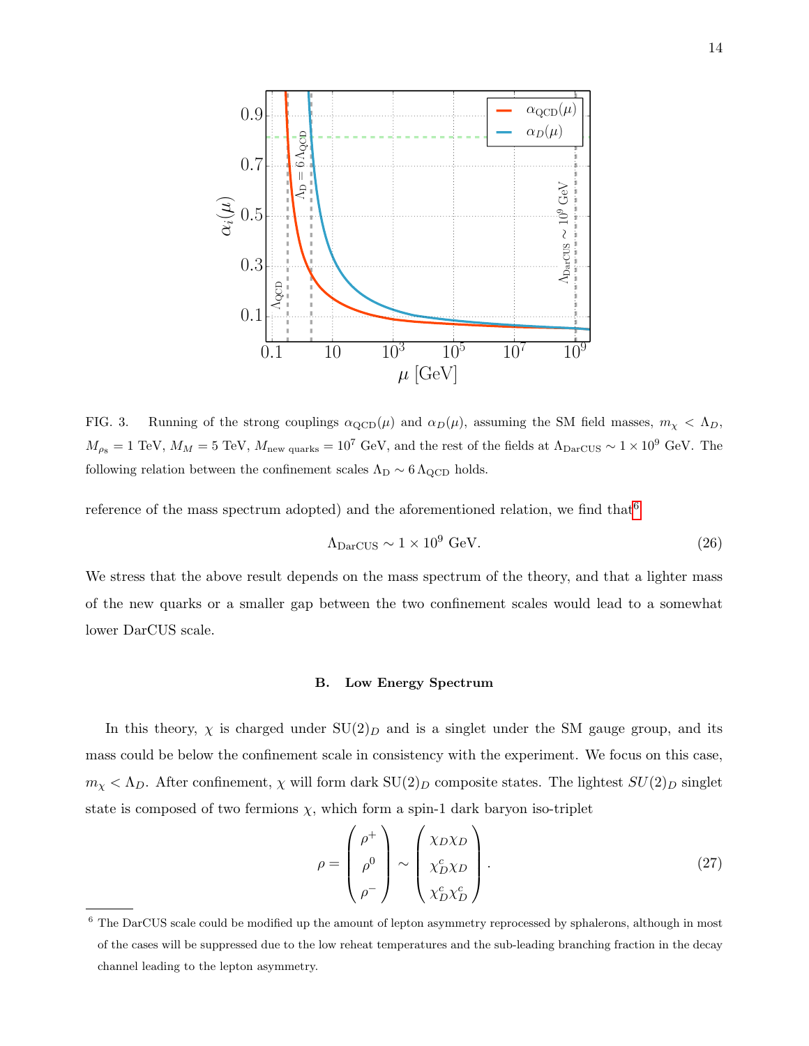FIG. 3. Running of the strong couplings $\alpha_{\rm QCD}(\mu)$ and $\alpha_D(\mu)$, assuming the SM field masses, $m_\chi < \Lambda_D$, $M_{\rho_8} = 1$ TeV, $M_M = 5$ TeV, $M_{\text{new quarks}} = 10^7$ GeV, and the rest of the fields at $\Lambda_{\rm DarCUS} \sim 1 \times 10^9$ GeV. The following relation between the confinement scales $\Lambda_{\rm D} \sim 6\,\Lambda_{\rm QCD}$ holds.

reference of the mass spectrum adopted) and the aforementioned relation, we find that[6]

$$\Lambda_{\rm DarCUS} \sim 1 \times 10^9 \text{ GeV}. \tag{26}$$

We stress that the above result depends on the mass spectrum of the theory, and that a lighter mass of the new quarks or a smaller gap between the two confinement scales would lead to a somewhat lower DarCUS scale.

### B. Low Energy Spectrum

In this theory, $\chi$ is charged under $\mathrm{SU}(2)_D$ and is a singlet under the SM gauge group, and its mass could be below the confinement scale in consistency with the experiment. We focus on this case, $m_\chi < \Lambda_D$. After confinement, $\chi$ will form dark $\mathrm{SU}(2)_D$ composite states. The lightest $SU(2)_D$ singlet state is composed of two fermions $\chi$, which form a spin-1 dark baryon iso-triplet

$$\rho = \begin{pmatrix} \rho^+ \\ \rho^0 \\ \rho^- \end{pmatrix} \sim \begin{pmatrix} \chi_D \chi_D \\ \chi_D^c \chi_D \\ \chi_D^c \chi_D^c \end{pmatrix}. \tag{27}$$

[6] The DarCUS scale could be modified up the amount of lepton asymmetry reprocessed by sphalerons, although in most of the cases will be suppressed due to the low reheat temperatures and the sub-leading branching fraction in the decay channel leading to the lepton asymmetry.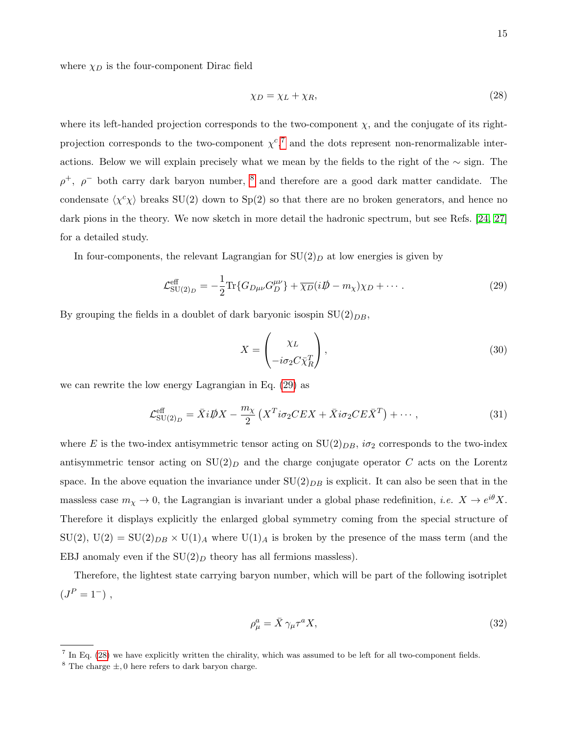where $\chi_D$ is the four-component Dirac field

$$\chi_D = \chi_L + \chi_R, \tag{28}$$

where its left-handed projection corresponds to the two-component $\chi$, and the conjugate of its right-projection corresponds to the two-component $\chi^c$,[7] and the dots represent non-renormalizable interactions. Below we will explain precisely what we mean by the fields to the right of the $\sim$ sign. The $\rho^+$, $\rho^-$ both carry dark baryon number, [8] and therefore are a good dark matter candidate. The condensate $\langle \chi^c \chi \rangle$ breaks SU(2) down to Sp(2) so that there are no broken generators, and hence no dark pions in the theory. We now sketch in more detail the hadronic spectrum, but see Refs. [24, 27] for a detailed study.

In four-components, the relevant Lagrangian for $\mathrm{SU}(2)_D$ at low energies is given by

$$\mathcal{L}^{\rm eff}_{\mathrm{SU}(2)_D} = -\frac{1}{2}\mathrm{Tr}\{G_{D\mu\nu}G_D^{\mu\nu}\} + \overline{\chi_D}(i\not{D} - m_\chi)\chi_D + \cdots . \tag{29}$$

By grouping the fields in a doublet of dark baryonic isospin $\mathrm{SU}(2)_{DB}$,

$$X = \begin{pmatrix} \chi_L \\ -i\sigma_2 C \bar{\chi}_R^T \end{pmatrix}, \tag{30}$$

we can rewrite the low energy Lagrangian in Eq. (29) as

$$\mathcal{L}^{\rm eff}_{\mathrm{SU}(2)_D} = \bar{X} i\not{D} X - \frac{m_\chi}{2}\left(X^T i\sigma_2 C E X + \bar{X} i\sigma_2 C E \bar{X}^T\right) + \cdots , \tag{31}$$

where $E$ is the two-index antisymmetric tensor acting on $\mathrm{SU}(2)_{DB}$, $i\sigma_2$ corresponds to the two-index antisymmetric tensor acting on $\mathrm{SU}(2)_D$ and the charge conjugate operator $C$ acts on the Lorentz space. In the above equation the invariance under $\mathrm{SU}(2)_{DB}$ is explicit. It can also be seen that in the massless case $m_\chi \to 0$, the Lagrangian is invariant under a global phase redefinition, *i.e.* $X \to e^{i\theta}X$. Therefore it displays explicitly the enlarged global symmetry coming from the special structure of SU(2), $\mathrm{U}(2) = \mathrm{SU}(2)_{DB} \times \mathrm{U}(1)_A$ where $\mathrm{U}(1)_A$ is broken by the presence of the mass term (and the EBJ anomaly even if the $\mathrm{SU}(2)_D$ theory has all fermions massless).

Therefore, the lightest state carrying baryon number, which will be part of the following isotriplet ($J^P = 1^-$) ,

$$\rho^a_\mu = \bar{X}\,\gamma_\mu \tau^a X, \tag{32}$$

[7] In Eq. (28) we have explicitly written the chirality, which was assumed to be left for all two-component fields.

[8] The charge $\pm, 0$ here refers to dark baryon charge.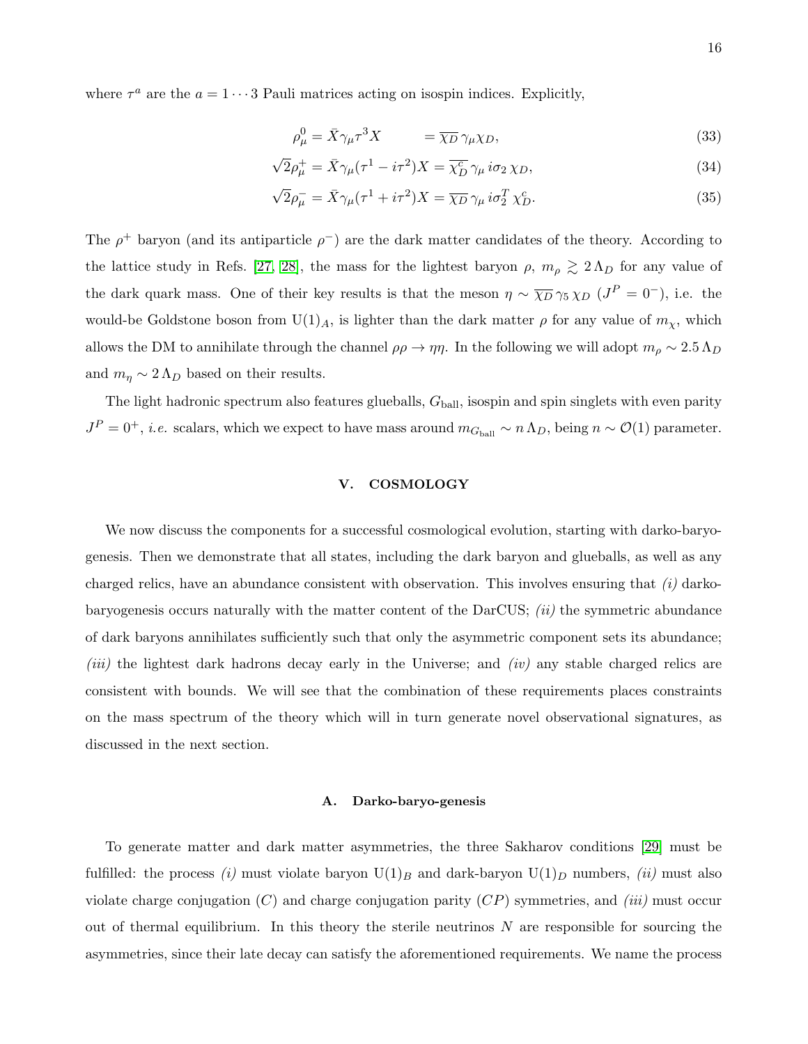where $\tau^a$ are the $a = 1 \cdots 3$ Pauli matrices acting on isospin indices. Explicitly,

$$\rho^0_\mu = \bar{X}\gamma_\mu \tau^3 X \qquad\quad = \overline{\chi_D}\,\gamma_\mu \chi_D, \tag{33}$$

$$\sqrt{2}\rho^+_\mu = \bar{X}\gamma_\mu(\tau^1 - i\tau^2)X = \overline{\chi_D^c}\,\gamma_\mu\, i\sigma_2\, \chi_D, \tag{34}$$

$$\sqrt{2}\rho^-_\mu = \bar{X}\gamma_\mu(\tau^1 + i\tau^2)X = \overline{\chi_D}\,\gamma_\mu\, i\sigma_2^T\, \chi_D^c. \tag{35}$$

The $\rho^+$ baryon (and its antiparticle $\rho^-$) are the dark matter candidates of the theory. According to the lattice study in Refs. [27, 28], the mass for the lightest baryon $\rho$, $m_\rho \gtrsim 2\,\Lambda_D$ for any value of the dark quark mass. One of their key results is that the meson $\eta \sim \overline{\chi_D}\,\gamma_5\,\chi_D$ ($J^P = 0^-$), i.e. the would-be Goldstone boson from $\mathrm{U}(1)_A$, is lighter than the dark matter $\rho$ for any value of $m_\chi$, which allows the DM to annihilate through the channel $\rho\rho \to \eta\eta$. In the following we will adopt $m_\rho \sim 2.5\,\Lambda_D$ and $m_\eta \sim 2\,\Lambda_D$ based on their results.

The light hadronic spectrum also features glueballs, $G_{\rm ball}$, isospin and spin singlets with even parity $J^P = 0^+$, *i.e.* scalars, which we expect to have mass around $m_{G_{\rm ball}} \sim n\,\Lambda_D$, being $n \sim \mathcal{O}(1)$ parameter.

## V. COSMOLOGY

We now discuss the components for a successful cosmological evolution, starting with darko-baryo-genesis. Then we demonstrate that all states, including the dark baryon and glueballs, as well as any charged relics, have an abundance consistent with observation. This involves ensuring that *(i)* darko-baryogenesis occurs naturally with the matter content of the DarCUS; *(ii)* the symmetric abundance of dark baryons annihilates sufficiently such that only the asymmetric component sets its abundance; *(iii)* the lightest dark hadrons decay early in the Universe; and *(iv)* any stable charged relics are consistent with bounds. We will see that the combination of these requirements places constraints on the mass spectrum of the theory which will in turn generate novel observational signatures, as discussed in the next section.

### A. Darko-baryo-genesis

To generate matter and dark matter asymmetries, the three Sakharov conditions [29] must be fulfilled: the process *(i)* must violate baryon $\mathrm{U}(1)_B$ and dark-baryon $\mathrm{U}(1)_D$ numbers, *(ii)* must also violate charge conjugation ($C$) and charge conjugation parity ($CP$) symmetries, and *(iii)* must occur out of thermal equilibrium. In this theory the sterile neutrinos $N$ are responsible for sourcing the asymmetries, since their late decay can satisfy the aforementioned requirements. We name the process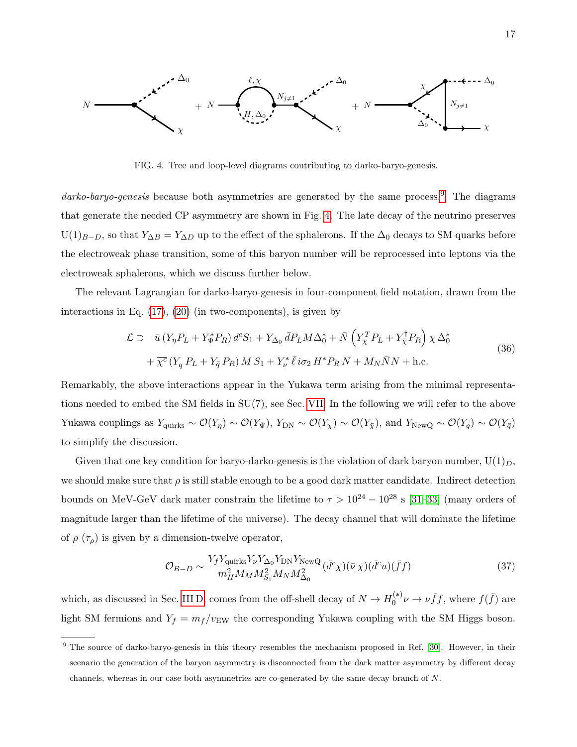FIG. 4. Tree and loop-level diagrams contributing to darko-baryo-genesis.

*darko-baryo-genesis* because both asymmetries are generated by the same process.[9] The diagrams that generate the needed CP asymmetry are shown in Fig. 4. The late decay of the neutrino preserves $\mathrm{U}(1)_{B-D}$, so that $Y_{\Delta B} = Y_{\Delta D}$ up to the effect of the sphalerons. If the $\Delta_0$ decays to SM quarks before the electroweak phase transition, some of this baryon number will be reprocessed into leptons via the electroweak sphalerons, which we discuss further below.

The relevant Lagrangian for darko-baryo-genesis in four-component field notation, drawn from the interactions in Eq. (17), (20) (in two-components), is given by

$$
\begin{aligned}
\mathcal{L} \supset \quad & \bar{u}\left(Y_\eta P_L + Y_\Psi^* P_R\right) d^c S_1 + Y_{\Delta_0}\, \bar{d} P_L M \Delta_0^* + \bar{N}\left(Y_\chi^T P_L + Y_{\bar{\chi}}^\dagger P_R\right)\chi\, \Delta_0^* \\
& + \overline{\chi^c}\left(Y_q\, P_L + Y_{\bar{q}}\, P_R\right) M\, S_1 + Y_\nu^*\, \bar{\ell}\, i\sigma_2\, H^* P_R\, N + M_N \bar{N} N + \text{h.c.}
\end{aligned}
\tag{36}
$$

Remarkably, the above interactions appear in the Yukawa term arising from the minimal representations needed to embed the SM fields in SU(7), see Sec. VII. In the following we will refer to the above Yukawa couplings as $Y_{\text{quirks}} \sim \mathcal{O}(Y_\eta) \sim \mathcal{O}(Y_\Psi)$, $Y_{\text{DN}} \sim \mathcal{O}(Y_\chi) \sim \mathcal{O}(Y_{\bar{\chi}})$, and $Y_{\text{NewQ}} \sim \mathcal{O}(Y_q) \sim \mathcal{O}(Y_{\bar{q}})$ to simplify the discussion.

Given that one key condition for baryo-darko-genesis is the violation of dark baryon number, $\mathrm{U}(1)_D$, we should make sure that $\rho$ is still stable enough to be a good dark matter candidate. Indirect detection bounds on MeV-GeV dark mater constrain the lifetime to $\tau > 10^{24} - 10^{28}$ s [31–33] (many orders of magnitude larger than the lifetime of the universe). The decay channel that will dominate the lifetime of $\rho$ ($\tau_\rho$) is given by a dimension-twelve operator,

$$
\mathcal{O}_{B-D} \sim \frac{Y_f Y_{\text{quirks}} Y_\nu Y_{\Delta_0} Y_{\text{DN}} Y_{\text{NewQ}}}{m_H^2 M_M M_{S_1}^2 M_N M_{\Delta_0}^2} (\bar{d}^c \chi)(\bar{\nu}\,\chi)(\bar{d}^c u)(\bar{f} f)
\tag{37}
$$

which, as discussed in Sec. III D, comes from the off-shell decay of $N \to H_0^{(*)}\nu \to \nu \bar{f} f$, where $f(\bar{f})$ are light SM fermions and $Y_f = m_f / v_{\text{EW}}$ the corresponding Yukawa coupling with the SM Higgs boson.

[9] The source of darko-baryo-genesis in this theory resembles the mechanism proposed in Ref. [30]. However, in their scenario the generation of the baryon asymmetry is disconnected from the dark matter asymmetry by different decay channels, whereas in our case both asymmetries are co-generated by the same decay branch of $N$.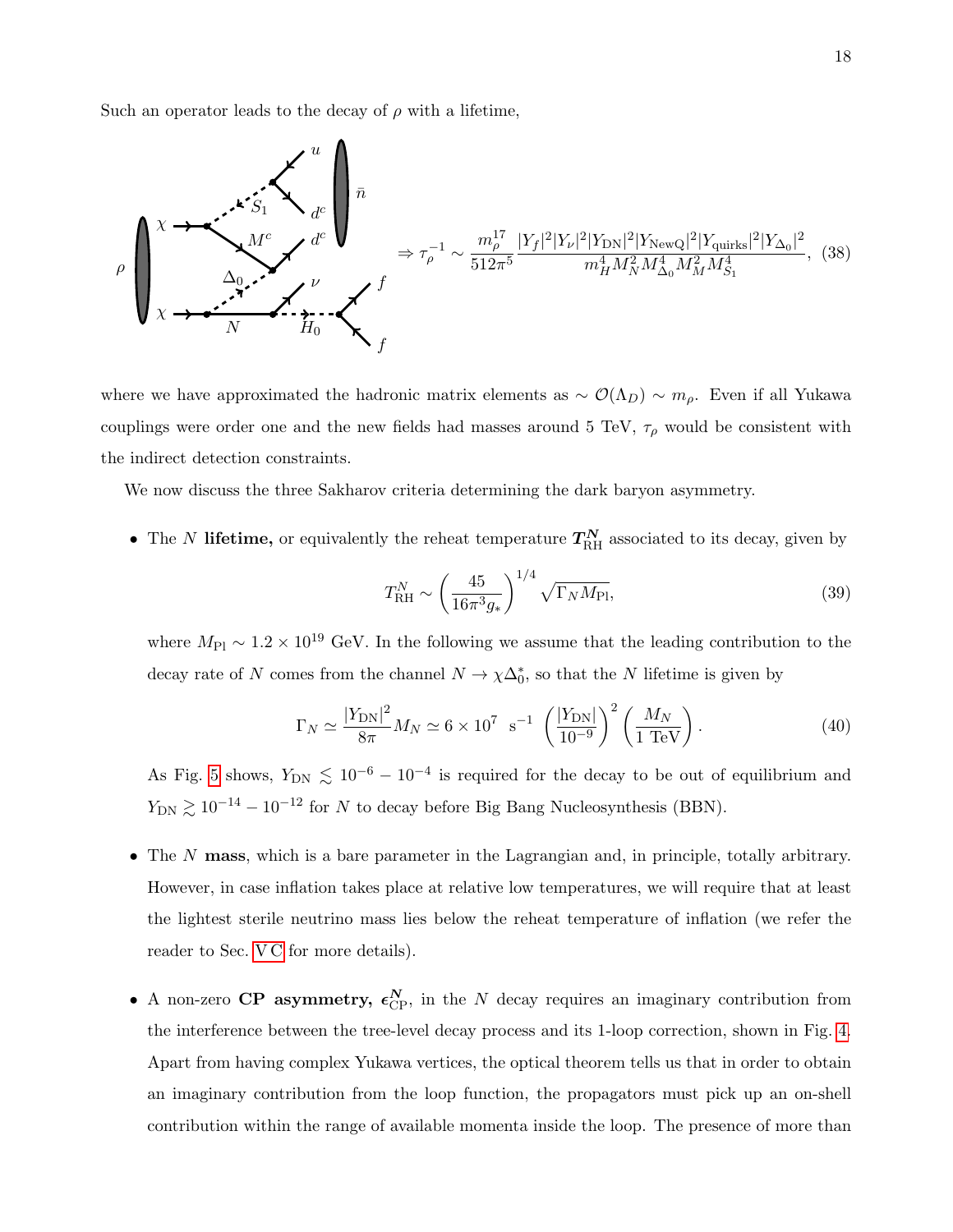Such an operator leads to the decay of $\rho$ with a lifetime,

$$\Rightarrow \tau_\rho^{-1} \sim \frac{m_\rho^{17}}{512\pi^5} \frac{|Y_f|^2 |Y_\nu|^2 |Y_{\rm DN}|^2 |Y_{\rm NewQ}|^2 |Y_{\rm quirks}|^2 |Y_{\Delta_0}|^2}{m_H^4 M_N^2 M_{\Delta_0}^4 M_M^2 M_{S_1}^4}, \quad (38)$$

where we have approximated the hadronic matrix elements as $\sim \mathcal{O}(\Lambda_D) \sim m_\rho$. Even if all Yukawa couplings were order one and the new fields had masses around 5 TeV, $\tau_\rho$ would be consistent with the indirect detection constraints.

We now discuss the three Sakharov criteria determining the dark baryon asymmetry.

- The $N$ **lifetime,** or equivalently the reheat temperature $\boldsymbol{T_{\rm RH}^N}$ associated to its decay, given by

$$T_{\rm RH}^N \sim \left(\frac{45}{16\pi^3 g_*}\right)^{1/4} \sqrt{\Gamma_N M_{\rm Pl}}, \quad (39)$$

where $M_{\rm Pl} \sim 1.2 \times 10^{19}$ GeV. In the following we assume that the leading contribution to the decay rate of $N$ comes from the channel $N \to \chi \Delta_0^*$, so that the $N$ lifetime is given by

$$\Gamma_N \simeq \frac{|Y_{\rm DN}|^2}{8\pi} M_N \simeq 6 \times 10^7 \ \ {\rm s}^{-1} \ \left(\frac{|Y_{\rm DN}|}{10^{-9}}\right)^2 \left(\frac{M_N}{1 \ {\rm TeV}}\right). \quad (40)$$

As Fig. 5 shows, $Y_{\rm DN} \lesssim 10^{-6} - 10^{-4}$ is required for the decay to be out of equilibrium and $Y_{\rm DN} \gtrsim 10^{-14} - 10^{-12}$ for $N$ to decay before Big Bang Nucleosynthesis (BBN).

- The $N$ **mass**, which is a bare parameter in the Lagrangian and, in principle, totally arbitrary. However, in case inflation takes place at relative low temperatures, we will require that at least the lightest sterile neutrino mass lies below the reheat temperature of inflation (we refer the reader to Sec. V C for more details).

- A non-zero **CP asymmetry,** $\boldsymbol{\epsilon_{\rm CP}^N}$, in the $N$ decay requires an imaginary contribution from the interference between the tree-level decay process and its 1-loop correction, shown in Fig. 4. Apart from having complex Yukawa vertices, the optical theorem tells us that in order to obtain an imaginary contribution from the loop function, the propagators must pick up an on-shell contribution within the range of available momenta inside the loop. The presence of more than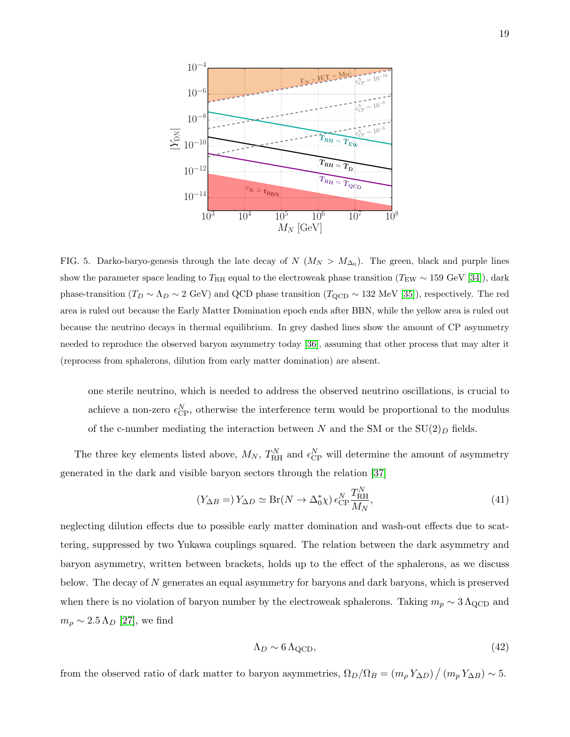FIG. 5. Darko-baryo-genesis through the late decay of $N$ ($M_N > M_{\Delta_0}$). The green, black and purple lines show the parameter space leading to $T_{\rm RH}$ equal to the electroweak phase transition ($T_{\rm EW} \sim 159$ GeV [34]), dark phase-transition ($T_D \sim \Lambda_D \sim 2$ GeV) and QCD phase transition ($T_{\rm QCD} \sim 132$ MeV [35]), respectively. The red area is ruled out because the Early Matter Domination epoch ends after BBN, while the yellow area is ruled out because the neutrino decays in thermal equilibrium. In grey dashed lines show the amount of CP asymmetry needed to reproduce the observed baryon asymmetry today [36], assuming that other process that may alter it (reprocess from sphalerons, dilution from early matter domination) are absent.

one sterile neutrino, which is needed to address the observed neutrino oscillations, is crucial to achieve a non-zero $\epsilon^N_{\rm CP}$, otherwise the interference term would be proportional to the modulus of the c-number mediating the interaction between $N$ and the SM or the SU(2)$_D$ fields.

The three key elements listed above, $M_N$, $T^N_{\rm RH}$ and $\epsilon^N_{\rm CP}$ will determine the amount of asymmetry generated in the dark and visible baryon sectors through the relation [37]

$$(Y_{\Delta B} =)\, Y_{\Delta D} \simeq {\rm Br}(N \to \Delta_0^* \chi)\, \epsilon^N_{\rm CP} \frac{T^N_{\rm RH}}{M_N}, \tag{41}$$

neglecting dilution effects due to possible early matter domination and wash-out effects due to scattering, suppressed by two Yukawa couplings squared. The relation between the dark asymmetry and baryon asymmetry, written between brackets, holds up to the effect of the sphalerons, as we discuss below. The decay of $N$ generates an equal asymmetry for baryons and dark baryons, which is preserved when there is no violation of baryon number by the electroweak sphalerons. Taking $m_p \sim 3\,\Lambda_{\rm QCD}$ and $m_\rho \sim 2.5\,\Lambda_D$ [27], we find

$$\Lambda_D \sim 6\,\Lambda_{\rm QCD}, \tag{42}$$

from the observed ratio of dark matter to baryon asymmetries, $\Omega_D/\Omega_B = (m_\rho\, Y_{\Delta D}) \,/\, (m_p\, Y_{\Delta B}) \sim 5$.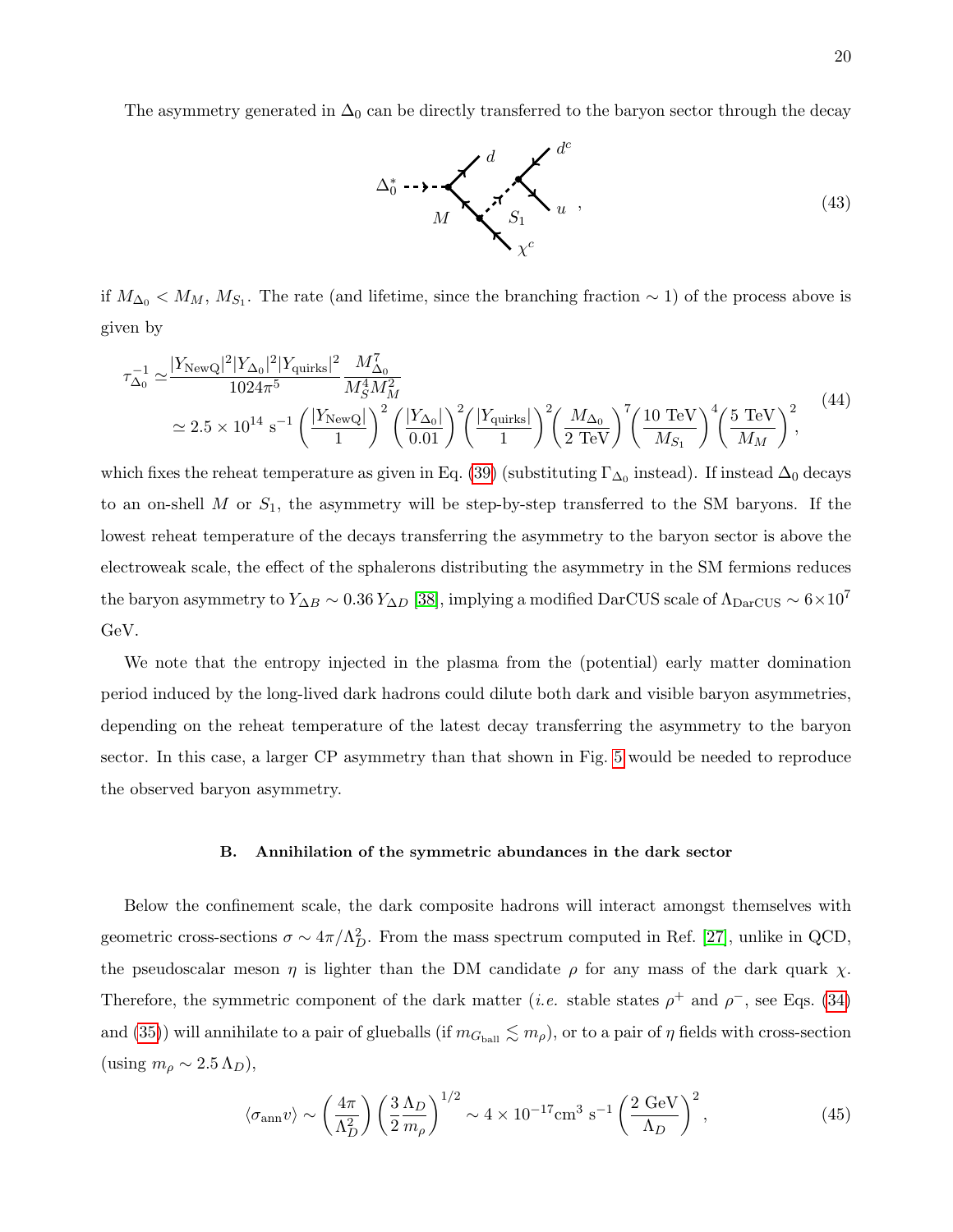The asymmetry generated in $\Delta_0$ can be directly transferred to the baryon sector through the decay

$$\Delta_0^* \to M \to d,\; S_1 (\to d^c\, u),\; \chi^c \tag{43}$$

if $M_{\Delta_0} < M_M,\, M_{S_1}$. The rate (and lifetime, since the branching fraction $\sim 1$) of the process above is given by

$$\begin{aligned}
\tau_{\Delta_0}^{-1} \simeq& \frac{|Y_{\rm NewQ}|^2 |Y_{\Delta_0}|^2 |Y_{\rm quirks}|^2}{1024\pi^5} \frac{M_{\Delta_0}^7}{M_S^4 M_M^2} \\
\simeq& \, 2.5 \times 10^{14}~{\rm s}^{-1} \left(\frac{|Y_{\rm NewQ}|}{1}\right)^2 \left(\frac{|Y_{\Delta_0}|}{0.01}\right)^2 \left(\frac{|Y_{\rm quirks}|}{1}\right)^2 \left(\frac{M_{\Delta_0}}{2~{\rm TeV}}\right)^7 \left(\frac{10~{\rm TeV}}{M_{S_1}}\right)^4 \left(\frac{5~{\rm TeV}}{M_M}\right)^2 ,
\end{aligned} \tag{44}$$

which fixes the reheat temperature as given in Eq. (39) (substituting $\Gamma_{\Delta_0}$ instead). If instead $\Delta_0$ decays to an on-shell $M$ or $S_1$, the asymmetry will be step-by-step transferred to the SM baryons. If the lowest reheat temperature of the decays transferring the asymmetry to the baryon sector is above the electroweak scale, the effect of the sphalerons distributing the asymmetry in the SM fermions reduces the baryon asymmetry to $Y_{\Delta B} \sim 0.36\, Y_{\Delta D}$ [38], implying a modified DarCUS scale of $\Lambda_{\rm DarCUS} \sim 6 \times 10^7$ GeV.

We note that the entropy injected in the plasma from the (potential) early matter domination period induced by the long-lived dark hadrons could dilute both dark and visible baryon asymmetries, depending on the reheat temperature of the latest decay transferring the asymmetry to the baryon sector. In this case, a larger CP asymmetry than that shown in Fig. 5 would be needed to reproduce the observed baryon asymmetry.

### B. Annihilation of the symmetric abundances in the dark sector

Below the confinement scale, the dark composite hadrons will interact amongst themselves with geometric cross-sections $\sigma \sim 4\pi/\Lambda_D^2$. From the mass spectrum computed in Ref. [27], unlike in QCD, the pseudoscalar meson $\eta$ is lighter than the DM candidate $\rho$ for any mass of the dark quark $\chi$. Therefore, the symmetric component of the dark matter (*i.e.* stable states $\rho^+$ and $\rho^-$, see Eqs. (34) and (35)) will annihilate to a pair of glueballs (if $m_{G_{\rm ball}} \lesssim m_\rho$), or to a pair of $\eta$ fields with cross-section (using $m_\rho \sim 2.5\, \Lambda_D$),

$$\langle \sigma_{\rm ann} v \rangle \sim \left(\frac{4\pi}{\Lambda_D^2}\right) \left(\frac{3}{2}\frac{\Lambda_D}{m_\rho}\right)^{1/2} \sim 4 \times 10^{-17} {\rm cm}^3~{\rm s}^{-1} \left(\frac{2~{\rm GeV}}{\Lambda_D}\right)^2 , \tag{45}$$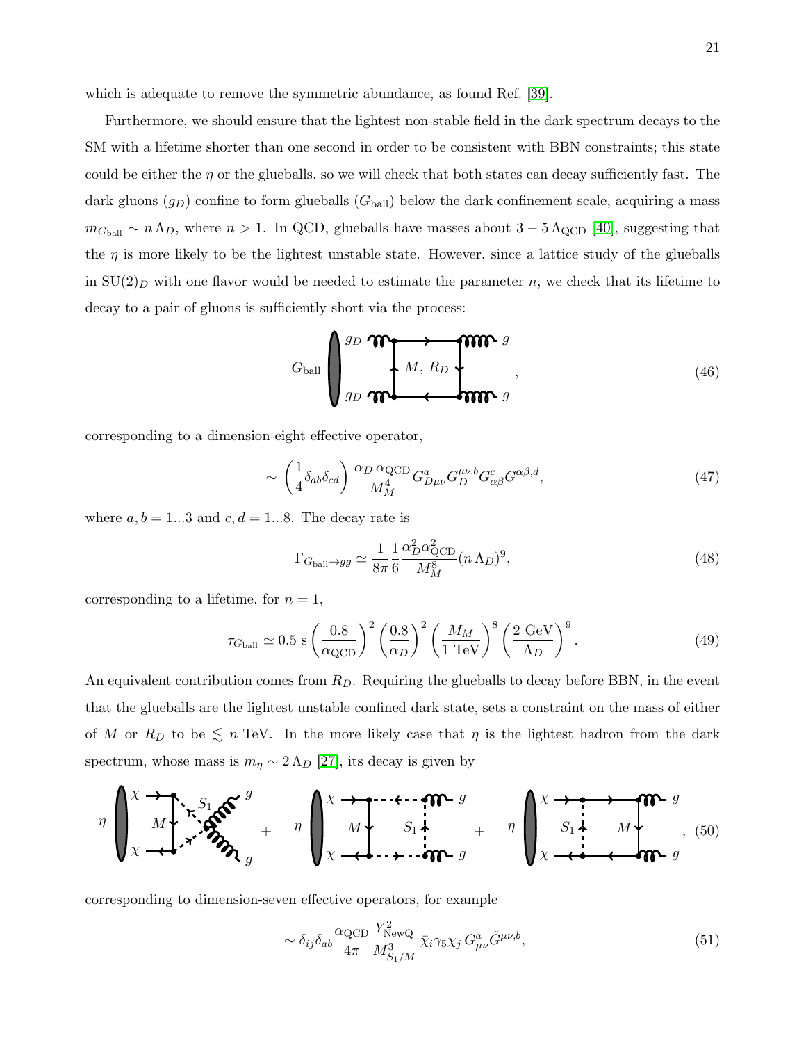which is adequate to remove the symmetric abundance, as found Ref. [39].

Furthermore, we should ensure that the lightest non-stable field in the dark spectrum decays to the SM with a lifetime shorter than one second in order to be consistent with BBN constraints; this state could be either the $\eta$ or the glueballs, so we will check that both states can decay sufficiently fast. The dark gluons ($g_D$) confine to form glueballs ($G_{\rm ball}$) below the dark confinement scale, acquiring a mass $m_{G_{\rm ball}} \sim n\,\Lambda_D$, where $n > 1$. In QCD, glueballs have masses about $3-5\,\Lambda_{\rm QCD}$ [40], suggesting that the $\eta$ is more likely to be the lightest unstable state. However, since a lattice study of the glueballs in $\mathrm{SU}(2)_D$ with one flavor would be needed to estimate the parameter $n$, we check that its lifetime to decay to a pair of gluons is sufficiently short via the process:

$$G_{\rm ball} \quad [\text{box diagram: } g_D\, g_D \to g\, g \text{ via } M,\, R_D \text{ loop}], \tag{46}$$

corresponding to a dimension-eight effective operator,

$$\sim \left(\frac{1}{4}\delta_{ab}\delta_{cd}\right)\frac{\alpha_D\,\alpha_{\rm QCD}}{M_M^4} G^a_{D\mu\nu}G_D^{\mu\nu,b}G^c_{\alpha\beta}G^{\alpha\beta,d}, \tag{47}$$

where $a,b = 1...3$ and $c,d = 1...8$. The decay rate is

$$\Gamma_{G_{\rm ball}\to gg} \simeq \frac{1}{8\pi}\frac{1}{6}\frac{\alpha_D^2\alpha_{\rm QCD}^2}{M_M^8}(n\,\Lambda_D)^9, \tag{48}$$

corresponding to a lifetime, for $n = 1$,

$$\tau_{G_{\rm ball}} \simeq 0.5~\mathrm{s}\left(\frac{0.8}{\alpha_{\rm QCD}}\right)^2\left(\frac{0.8}{\alpha_D}\right)^2\left(\frac{M_M}{1~\mathrm{TeV}}\right)^8\left(\frac{2~\mathrm{GeV}}{\Lambda_D}\right)^9. \tag{49}$$

An equivalent contribution comes from $R_D$. Requiring the glueballs to decay before BBN, in the event that the glueballs are the lightest unstable confined dark state, sets a constraint on the mass of either of $M$ or $R_D$ to be $\lesssim n$ TeV. In the more likely case that $\eta$ is the lightest hadron from the dark spectrum, whose mass is $m_\eta \sim 2\,\Lambda_D$ [27], its decay is given by

$$\eta \quad [\chi\chi \to gg \text{ via } M, S_1] \; + \; \eta \quad [\chi\chi \to gg \text{ via } M, S_1] \; + \; \eta \quad [\chi\chi \to gg \text{ via } S_1, M], \tag{50}$$

corresponding to dimension-seven effective operators, for example

$$\sim \delta_{ij}\delta_{ab}\frac{\alpha_{\rm QCD}}{4\pi}\frac{Y^2_{\rm NewQ}}{M^3_{S_1/M}}\,\bar{\chi}_i\gamma_5\chi_j\,G^a_{\mu\nu}\tilde{G}^{\mu\nu,b}, \tag{51}$$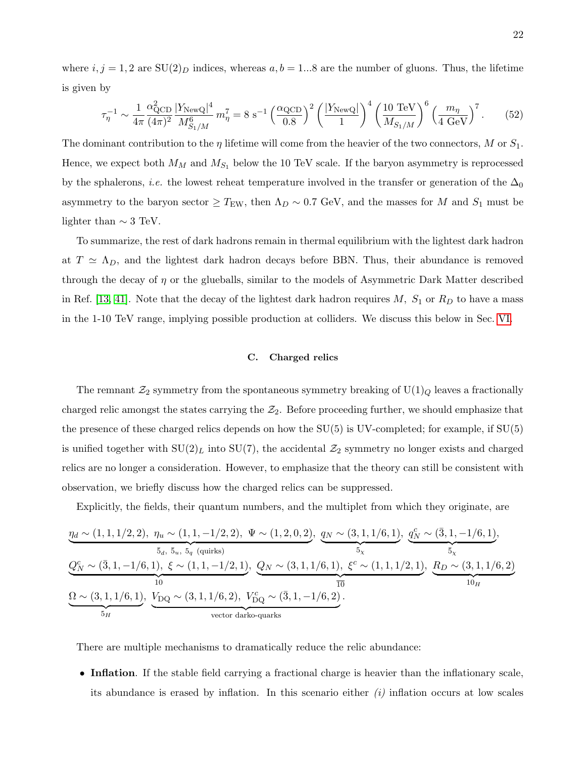where $i, j = 1, 2$ are $\mathrm{SU}(2)_D$ indices, whereas $a, b = 1...8$ are the number of gluons. Thus, the lifetime is given by

$$\tau_\eta^{-1} \sim \frac{1}{4\pi} \frac{\alpha_{\rm QCD}^2}{(4\pi)^2} \frac{|Y_{\rm NewQ}|^4}{M_{S_1/M}^6} m_\eta^7 = 8 \text{ s}^{-1} \left(\frac{\alpha_{\rm QCD}}{0.8}\right)^2 \left(\frac{|Y_{\rm NewQ}|}{1}\right)^4 \left(\frac{10 \text{ TeV}}{M_{S_1/M}}\right)^6 \left(\frac{m_\eta}{4 \text{ GeV}}\right)^7. \tag{52}$$

The dominant contribution to the $\eta$ lifetime will come from the heavier of the two connectors, $M$ or $S_1$. Hence, we expect both $M_M$ and $M_{S_1}$ below the 10 TeV scale. If the baryon asymmetry is reprocessed by the sphalerons, *i.e.* the lowest reheat temperature involved in the transfer or generation of the $\Delta_0$ asymmetry to the baryon sector $\geq T_{\rm EW}$, then $\Lambda_D \sim 0.7$ GeV, and the masses for $M$ and $S_1$ must be lighter than $\sim 3$ TeV.

To summarize, the rest of dark hadrons remain in thermal equilibrium with the lightest dark hadron at $T \simeq \Lambda_D$, and the lightest dark hadron decays before BBN. Thus, their abundance is removed through the decay of $\eta$ or the glueballs, similar to the models of Asymmetric Dark Matter described in Ref. [13, 41]. Note that the decay of the lightest dark hadron requires $M$, $S_1$ or $R_D$ to have a mass in the 1-10 TeV range, implying possible production at colliders. We discuss this below in Sec. VI.

### C. Charged relics

The remnant $\mathcal{Z}_2$ symmetry from the spontaneous symmetry breaking of $\mathrm{U}(1)_Q$ leaves a fractionally charged relic amongst the states carrying the $\mathcal{Z}_2$. Before proceeding further, we should emphasize that the presence of these charged relics depends on how the SU(5) is UV-completed; for example, if SU(5) is unified together with $\mathrm{SU}(2)_L$ into SU(7), the accidental $\mathcal{Z}_2$ symmetry no longer exists and charged relics are no longer a consideration. However, to emphasize that the theory can still be consistent with observation, we briefly discuss how the charged relics can be suppressed.

Explicitly, the fields, their quantum numbers, and the multiplet from which they originate, are

$$\underbrace{\eta_d \sim (1,1,1/2,2),\ \eta_u \sim (1,1,-1/2,2),\ \Psi \sim (1,2,0,2)}_{\bar{5}_d,\ \bar{5}_u,\ 5_q\ \text{(quirks)}},\ \underbrace{q_N \sim (3,1,1/6,1)}_{5_\chi},\ \underbrace{q_N^c \sim (\bar{3},1,-1/6,1)}_{\bar{5}_\chi},$$
$$\underbrace{Q_N^c \sim (\bar{3},1,-1/6,1),\ \xi \sim (1,1,-1/2,1)}_{10},\ \underbrace{Q_N \sim (3,1,1/6,1),\ \xi^c \sim (1,1,1/2,1)}_{\overline{10}},\ \underbrace{R_D \sim (3,1,1/6,2)}_{10_H}$$
$$\underbrace{\Omega \sim (3,1,1/6,1)}_{5_H},\ \underbrace{V_{\rm DQ} \sim (3,1,1/6,2),\ V_{\rm DQ}^c \sim (\bar{3},1,-1/6,2)}_{\text{vector darko-quarks}}.$$

There are multiple mechanisms to dramatically reduce the relic abundance:

- **Inflation**. If the stable field carrying a fractional charge is heavier than the inflationary scale, its abundance is erased by inflation. In this scenario either *(i)* inflation occurs at low scales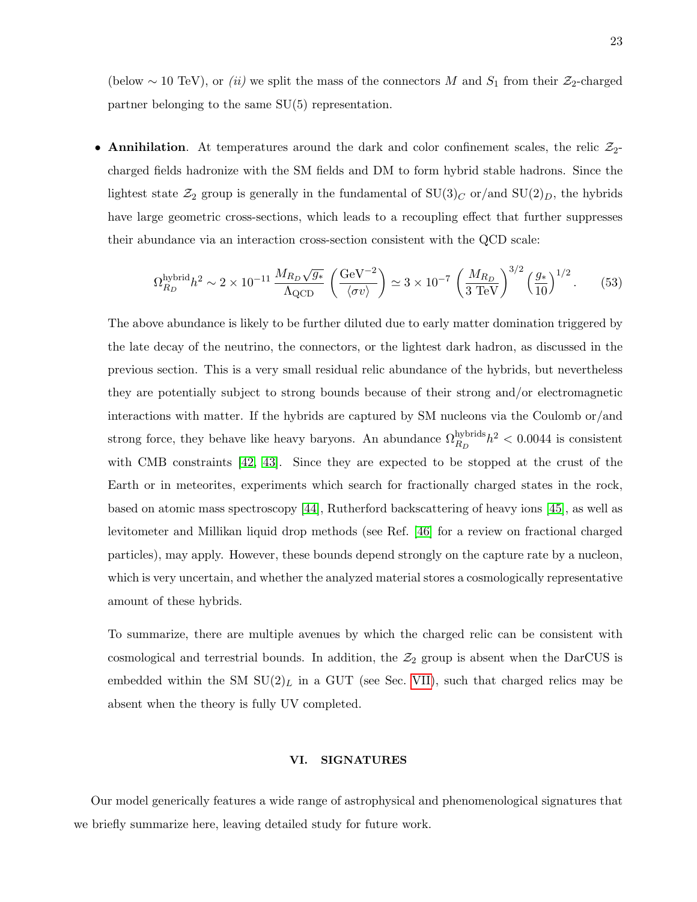(below $\sim 10$ TeV), or *(ii)* we split the mass of the connectors $M$ and $S_1$ from their $\mathcal{Z}_2$-charged partner belonging to the same SU(5) representation.

- **Annihilation**. At temperatures around the dark and color confinement scales, the relic $\mathcal{Z}_2$-charged fields hadronize with the SM fields and DM to form hybrid stable hadrons. Since the lightest state $\mathcal{Z}_2$ group is generally in the fundamental of $\mathrm{SU}(3)_C$ or/and $\mathrm{SU}(2)_D$, the hybrids have large geometric cross-sections, which leads to a recoupling effect that further suppresses their abundance via an interaction cross-section consistent with the QCD scale:

$$\Omega_{R_D}^{\rm hybrid} h^2 \sim 2 \times 10^{-11} \, \frac{M_{R_D}\sqrt{g_*}}{\Lambda_{\rm QCD}} \left(\frac{\mathrm{GeV}^{-2}}{\langle \sigma v \rangle}\right) \simeq 3 \times 10^{-7} \left(\frac{M_{R_D}}{3 \ \mathrm{TeV}}\right)^{3/2} \left(\frac{g_*}{10}\right)^{1/2} . \tag{53}$$

The above abundance is likely to be further diluted due to early matter domination triggered by the late decay of the neutrino, the connectors, or the lightest dark hadron, as discussed in the previous section. This is a very small residual relic abundance of the hybrids, but nevertheless they are potentially subject to strong bounds because of their strong and/or electromagnetic interactions with matter. If the hybrids are captured by SM nucleons via the Coulomb or/and strong force, they behave like heavy baryons. An abundance $\Omega_{R_D}^{\rm hybrids} h^2 < 0.0044$ is consistent with CMB constraints [42, 43]. Since they are expected to be stopped at the crust of the Earth or in meteorites, experiments which search for fractionally charged states in the rock, based on atomic mass spectroscopy [44], Rutherford backscattering of heavy ions [45], as well as levitometer and Millikan liquid drop methods (see Ref. [46] for a review on fractional charged particles), may apply. However, these bounds depend strongly on the capture rate by a nucleon, which is very uncertain, and whether the analyzed material stores a cosmologically representative amount of these hybrids.

To summarize, there are multiple avenues by which the charged relic can be consistent with cosmological and terrestrial bounds. In addition, the $\mathcal{Z}_2$ group is absent when the DarCUS is embedded within the SM $\mathrm{SU}(2)_L$ in a GUT (see Sec. VII), such that charged relics may be absent when the theory is fully UV completed.

## VI. SIGNATURES

Our model generically features a wide range of astrophysical and phenomenological signatures that we briefly summarize here, leaving detailed study for future work.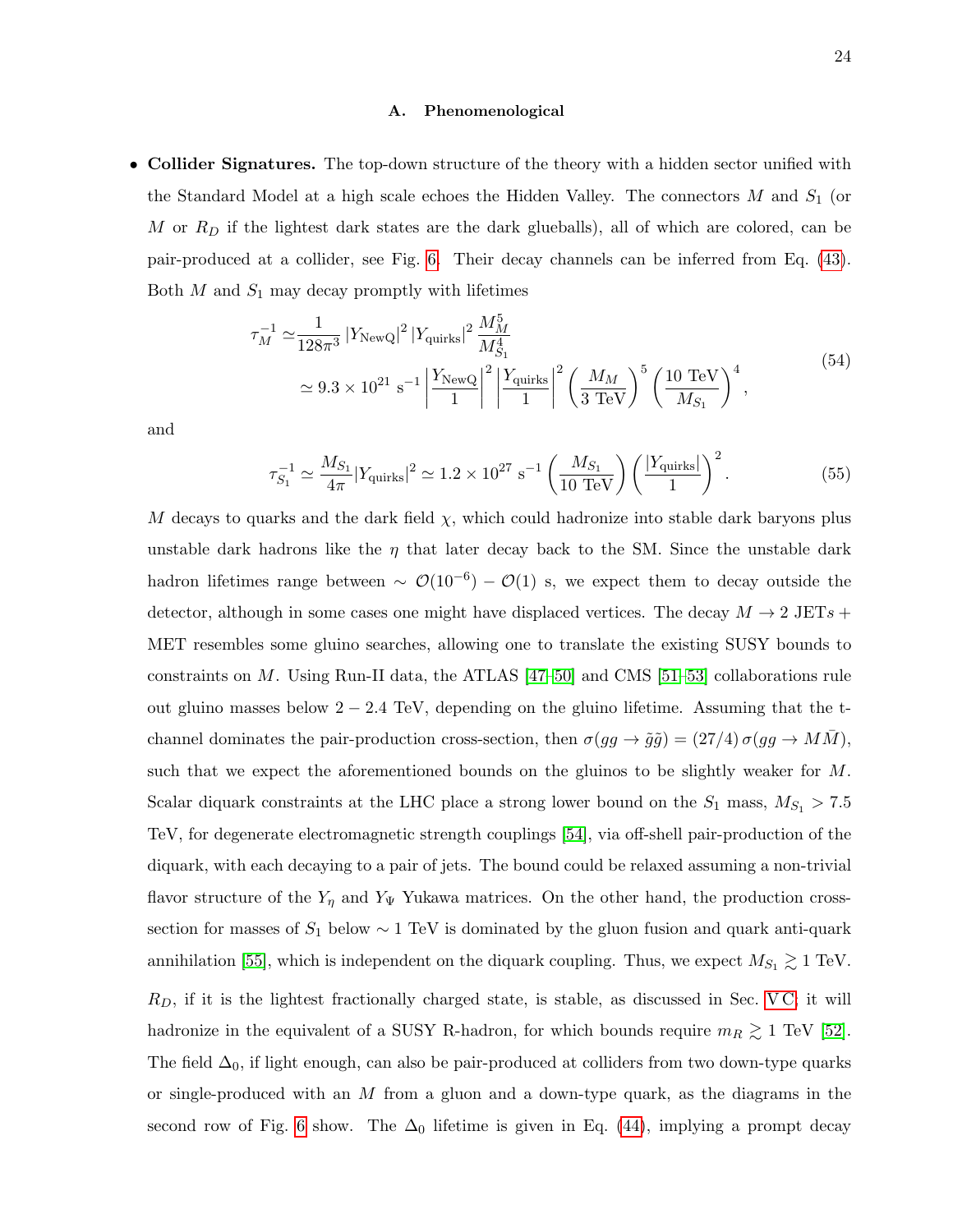### A. Phenomenological

- **Collider Signatures.** The top-down structure of the theory with a hidden sector unified with the Standard Model at a high scale echoes the Hidden Valley. The connectors $M$ and $S_1$ (or $M$ or $R_D$ if the lightest dark states are the dark glueballs), all of which are colored, can be pair-produced at a collider, see Fig. 6. Their decay channels can be inferred from Eq. (43). Both $M$ and $S_1$ may decay promptly with lifetimes

$$
\begin{aligned}
\tau_M^{-1} \simeq & \frac{1}{128\pi^3} \left|Y_{\rm NewQ}\right|^2 \left|Y_{\rm quirks}\right|^2 \frac{M_M^5}{M_{S_1}^4} \\
\simeq & \, 9.3 \times 10^{21} \text{ s}^{-1} \left|\frac{Y_{\rm NewQ}}{1}\right|^2 \left|\frac{Y_{\rm quirks}}{1}\right|^2 \left(\frac{M_M}{3 \text{ TeV}}\right)^5 \left(\frac{10 \text{ TeV}}{M_{S_1}}\right)^4,
\end{aligned}
\tag{54}
$$

and

$$
\tau_{S_1}^{-1} \simeq \frac{M_{S_1}}{4\pi} |Y_{\rm quirks}|^2 \simeq 1.2 \times 10^{27} \text{ s}^{-1} \left(\frac{M_{S_1}}{10 \text{ TeV}}\right) \left(\frac{|Y_{\rm quirks}|}{1}\right)^2. \tag{55}
$$

$M$ decays to quarks and the dark field $\chi$, which could hadronize into stable dark baryons plus unstable dark hadrons like the $\eta$ that later decay back to the SM. Since the unstable dark hadron lifetimes range between $\sim \mathcal{O}(10^{-6}) - \mathcal{O}(1)$ s, we expect them to decay outside the detector, although in some cases one might have displaced vertices. The decay $M \to 2$ JETs + MET resembles some gluino searches, allowing one to translate the existing SUSY bounds to constraints on $M$. Using Run-II data, the ATLAS [47–50] and CMS [51–53] collaborations rule out gluino masses below $2 - 2.4$ TeV, depending on the gluino lifetime. Assuming that the t-channel dominates the pair-production cross-section, then $\sigma(gg \to \tilde{g}\tilde{g}) = (27/4)\,\sigma(gg \to M\bar{M})$, such that we expect the aforementioned bounds on the gluinos to be slightly weaker for $M$. Scalar diquark constraints at the LHC place a strong lower bound on the $S_1$ mass, $M_{S_1} > 7.5$ TeV, for degenerate electromagnetic strength couplings [54], via off-shell pair-production of the diquark, with each decaying to a pair of jets. The bound could be relaxed assuming a non-trivial flavor structure of the $Y_\eta$ and $Y_\Psi$ Yukawa matrices. On the other hand, the production cross-section for masses of $S_1$ below $\sim 1$ TeV is dominated by the gluon fusion and quark anti-quark annihilation [55], which is independent on the diquark coupling. Thus, we expect $M_{S_1} \gtrsim 1$ TeV.

  $R_D$, if it is the lightest fractionally charged state, is stable, as discussed in Sec. V C; it will hadronize in the equivalent of a SUSY R-hadron, for which bounds require $m_R \gtrsim 1$ TeV [52]. The field $\Delta_0$, if light enough, can also be pair-produced at colliders from two down-type quarks or single-produced with an $M$ from a gluon and a down-type quark, as the diagrams in the second row of Fig. 6 show. The $\Delta_0$ lifetime is given in Eq. (44), implying a prompt decay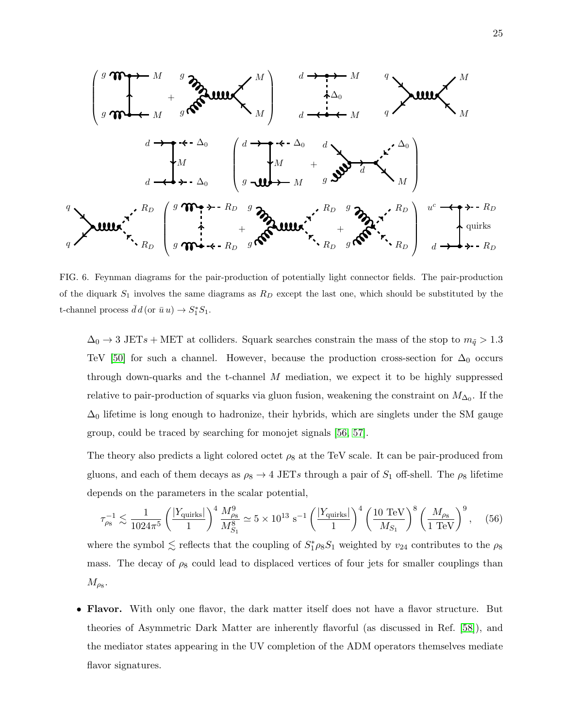FIG. 6. Feynman diagrams for the pair-production of potentially light connector fields. The pair-production of the diquark $S_1$ involves the same diagrams as $R_D$ except the last one, which should be substituted by the t-channel process $\bar{d}\,d\,(\text{or }\bar{u}\,u) \to S_1^* S_1$.

$\Delta_0 \to 3$ JETs + MET at colliders. Squark searches constrain the mass of the stop to $m_{\tilde{q}} > 1.3$ TeV [50] for such a channel. However, because the production cross-section for $\Delta_0$ occurs through down-quarks and the t-channel $M$ mediation, we expect it to be highly suppressed relative to pair-production of squarks via gluon fusion, weakening the constraint on $M_{\Delta_0}$. If the $\Delta_0$ lifetime is long enough to hadronize, their hybrids, which are singlets under the SM gauge group, could be traced by searching for monojet signals [56, 57].

The theory also predicts a light colored octet $\rho_8$ at the TeV scale. It can be pair-produced from gluons, and each of them decays as $\rho_8 \to 4$ JETs through a pair of $S_1$ off-shell. The $\rho_8$ lifetime depends on the parameters in the scalar potential,

$$\tau_{\rho_8}^{-1} \lesssim \frac{1}{1024\pi^5}\left(\frac{|Y_{\text{quirks}}|}{1}\right)^4 \frac{M_{\rho_8}^9}{M_{S_1}^8} \simeq 5\times 10^{13}\ \text{s}^{-1}\left(\frac{|Y_{\text{quirks}}|}{1}\right)^4\left(\frac{10\ \text{TeV}}{M_{S_1}}\right)^8\left(\frac{M_{\rho_8}}{1\ \text{TeV}}\right)^9, \quad (56)$$

where the symbol $\lesssim$ reflects that the coupling of $S_1^*\rho_8 S_1$ weighted by $v_{24}$ contributes to the $\rho_8$ mass. The decay of $\rho_8$ could lead to displaced vertices of four jets for smaller couplings than $M_{\rho_8}$.

- **Flavor.** With only one flavor, the dark matter itself does not have a flavor structure. But theories of Asymmetric Dark Matter are inherently flavorful (as discussed in Ref. [58]), and the mediator states appearing in the UV completion of the ADM operators themselves mediate flavor signatures.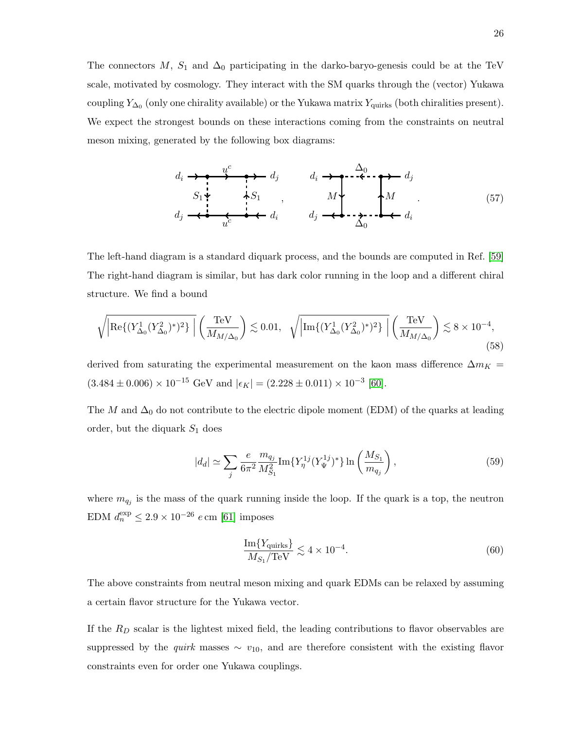The connectors $M$, $S_1$ and $\Delta_0$ participating in the darko-baryo-genesis could be at the TeV scale, motivated by cosmology. They interact with the SM quarks through the (vector) Yukawa coupling $Y_{\Delta_0}$ (only one chirality available) or the Yukawa matrix $Y_{\rm quirks}$ (both chiralities present). We expect the strongest bounds on these interactions coming from the constraints on neutral meson mixing, generated by the following box diagrams:

$$\text{[box diagrams: } d_i \to d_j \text{ via } u^c, S_1 \text{ exchange]} \quad , \quad \text{[box diagrams: } d_i \to d_j \text{ via } \Delta_0, M \text{ exchange]} \; . \tag{57}$$

The left-hand diagram is a standard diquark process, and the bounds are computed in Ref. [59] The right-hand diagram is similar, but has dark color running in the loop and a different chiral structure. We find a bound

$$\sqrt{\left|\mathrm{Re}\{(Y^1_{\Delta_0}(Y^2_{\Delta_0})^*)^2\}\right|}\left(\frac{\mathrm{TeV}}{M_{M/\Delta_0}}\right) \lesssim 0.01, \quad \sqrt{\left|\mathrm{Im}\{(Y^1_{\Delta_0}(Y^2_{\Delta_0})^*)^2\}\right|}\left(\frac{\mathrm{TeV}}{M_{M/\Delta_0}}\right) \lesssim 8\times 10^{-4}, \tag{58}$$

derived from saturating the experimental measurement on the kaon mass difference $\Delta m_K = (3.484 \pm 0.006) \times 10^{-15}$ GeV and $|\epsilon_K| = (2.228 \pm 0.011) \times 10^{-3}$ [60].

The $M$ and $\Delta_0$ do not contribute to the electric dipole moment (EDM) of the quarks at leading order, but the diquark $S_1$ does

$$|d_d| \simeq \sum_j \frac{e}{6\pi^2}\frac{m_{q_j}}{M^2_{S_1}} \mathrm{Im}\{Y^{1j}_\eta (Y^{1j}_\Psi)^*\} \ln\left(\frac{M_{S_1}}{m_{q_j}}\right), \tag{59}$$

where $m_{q_j}$ is the mass of the quark running inside the loop. If the quark is a top, the neutron EDM $d^{\rm exp}_n \leq 2.9 \times 10^{-26}\ e\,\mathrm{cm}$ [61] imposes

$$\frac{\mathrm{Im}\{Y_{\rm quirks}\}}{M_{S_1}/\mathrm{TeV}} \lesssim 4 \times 10^{-4}. \tag{60}$$

The above constraints from neutral meson mixing and quark EDMs can be relaxed by assuming a certain flavor structure for the Yukawa vector.

If the $R_D$ scalar is the lightest mixed field, the leading contributions to flavor observables are suppressed by the *quirk* masses $\sim v_{10}$, and are therefore consistent with the existing flavor constraints even for order one Yukawa couplings.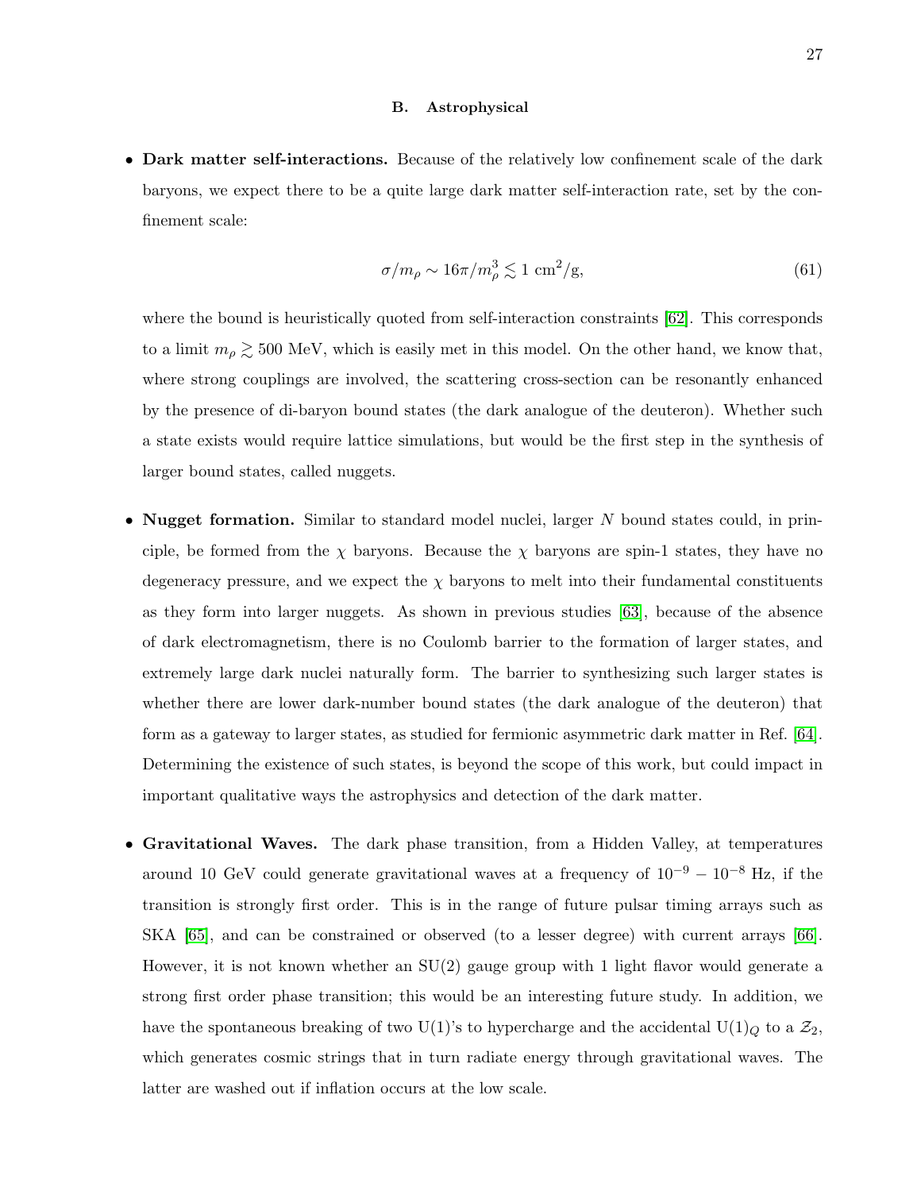### B. Astrophysical

- **Dark matter self-interactions.** Because of the relatively low confinement scale of the dark baryons, we expect there to be a quite large dark matter self-interaction rate, set by the confinement scale:

$$\sigma/m_\rho \sim 16\pi/m_\rho^3 \lesssim 1 \text{ cm}^2/\text{g}, \tag{61}$$

where the bound is heuristically quoted from self-interaction constraints [62]. This corresponds to a limit $m_\rho \gtrsim 500$ MeV, which is easily met in this model. On the other hand, we know that, where strong couplings are involved, the scattering cross-section can be resonantly enhanced by the presence of di-baryon bound states (the dark analogue of the deuteron). Whether such a state exists would require lattice simulations, but would be the first step in the synthesis of larger bound states, called nuggets.

- **Nugget formation.** Similar to standard model nuclei, larger $N$ bound states could, in principle, be formed from the $\chi$ baryons. Because the $\chi$ baryons are spin-1 states, they have no degeneracy pressure, and we expect the $\chi$ baryons to melt into their fundamental constituents as they form into larger nuggets. As shown in previous studies [63], because of the absence of dark electromagnetism, there is no Coulomb barrier to the formation of larger states, and extremely large dark nuclei naturally form. The barrier to synthesizing such larger states is whether there are lower dark-number bound states (the dark analogue of the deuteron) that form as a gateway to larger states, as studied for fermionic asymmetric dark matter in Ref. [64]. Determining the existence of such states, is beyond the scope of this work, but could impact in important qualitative ways the astrophysics and detection of the dark matter.

- **Gravitational Waves.** The dark phase transition, from a Hidden Valley, at temperatures around 10 GeV could generate gravitational waves at a frequency of $10^{-9} - 10^{-8}$ Hz, if the transition is strongly first order. This is in the range of future pulsar timing arrays such as SKA [65], and can be constrained or observed (to a lesser degree) with current arrays [66]. However, it is not known whether an SU(2) gauge group with 1 light flavor would generate a strong first order phase transition; this would be an interesting future study. In addition, we have the spontaneous breaking of two U(1)'s to hypercharge and the accidental $\text{U}(1)_Q$ to a $\mathcal{Z}_2$, which generates cosmic strings that in turn radiate energy through gravitational waves. The latter are washed out if inflation occurs at the low scale.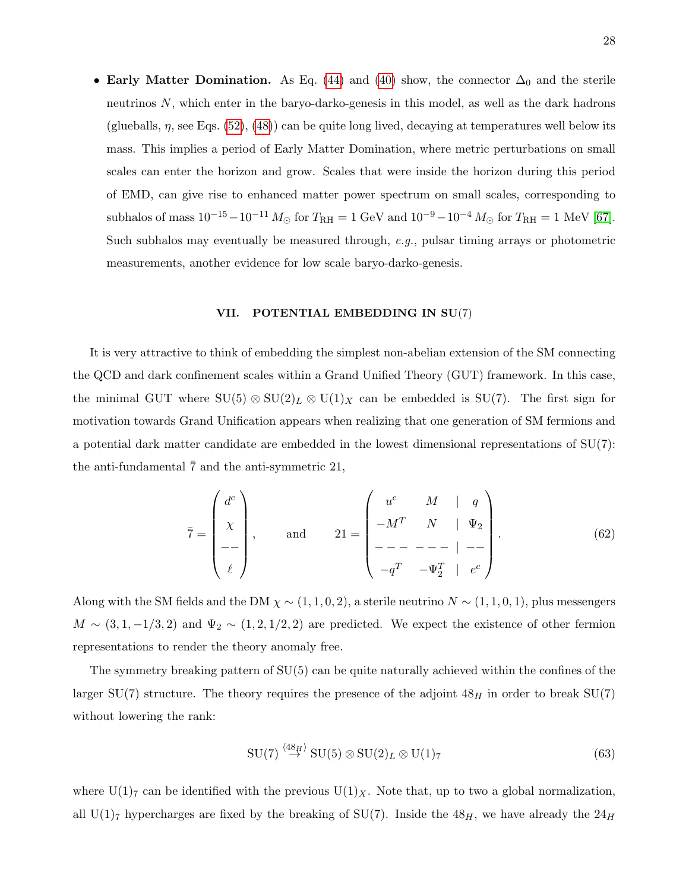- **Early Matter Domination.** As Eq. (44) and (40) show, the connector $\Delta_0$ and the sterile neutrinos $N$, which enter in the baryo-darko-genesis in this model, as well as the dark hadrons (glueballs, $\eta$, see Eqs. (52), (48)) can be quite long lived, decaying at temperatures well below its mass. This implies a period of Early Matter Domination, where metric perturbations on small scales can enter the horizon and grow. Scales that were inside the horizon during this period of EMD, can give rise to enhanced matter power spectrum on small scales, corresponding to subhalos of mass $10^{-15} - 10^{-11}\, M_\odot$ for $T_{\rm RH} = 1$ GeV and $10^{-9} - 10^{-4}\, M_\odot$ for $T_{\rm RH} = 1$ MeV [67]. Such subhalos may eventually be measured through, *e.g.*, pulsar timing arrays or photometric measurements, another evidence for low scale baryo-darko-genesis.

## VII. POTENTIAL EMBEDDING IN SU(7)

It is very attractive to think of embedding the simplest non-abelian extension of the SM connecting the QCD and dark confinement scales within a Grand Unified Theory (GUT) framework. In this case, the minimal GUT where $\mathrm{SU}(5) \otimes \mathrm{SU}(2)_L \otimes \mathrm{U}(1)_X$ can be embedded is SU(7). The first sign for motivation towards Grand Unification appears when realizing that one generation of SM fermions and a potential dark matter candidate are embedded in the lowest dimensional representations of SU(7): the anti-fundamental $\bar{7}$ and the anti-symmetric 21,

$$\bar{7} = \begin{pmatrix} d^c \\ \chi \\ -- \\ \ell \end{pmatrix}, \qquad \text{and} \qquad 21 = \begin{pmatrix} u^c & M & | & q \\ -M^T & N & | & \Psi_2 \\ --- & --- & | & -- \\ -q^T & -\Psi_2^T & | & e^c \end{pmatrix}. \tag{62}$$

Along with the SM fields and the DM $\chi \sim (1, 1, 0, 2)$, a sterile neutrino $N \sim (1, 1, 0, 1)$, plus messengers $M \sim (3, 1, -1/3, 2)$ and $\Psi_2 \sim (1, 2, 1/2, 2)$ are predicted. We expect the existence of other fermion representations to render the theory anomaly free.

The symmetry breaking pattern of SU(5) can be quite naturally achieved within the confines of the larger SU(7) structure. The theory requires the presence of the adjoint $48_H$ in order to break SU(7) without lowering the rank:

$$\mathrm{SU}(7) \stackrel{\langle 48_H \rangle}{\to} \mathrm{SU}(5) \otimes \mathrm{SU}(2)_L \otimes \mathrm{U}(1)_7 \tag{63}$$

where $\mathrm{U}(1)_7$ can be identified with the previous $\mathrm{U}(1)_X$. Note that, up to two a global normalization, all $\mathrm{U}(1)_7$ hypercharges are fixed by the breaking of SU(7). Inside the $48_H$, we have already the $24_H$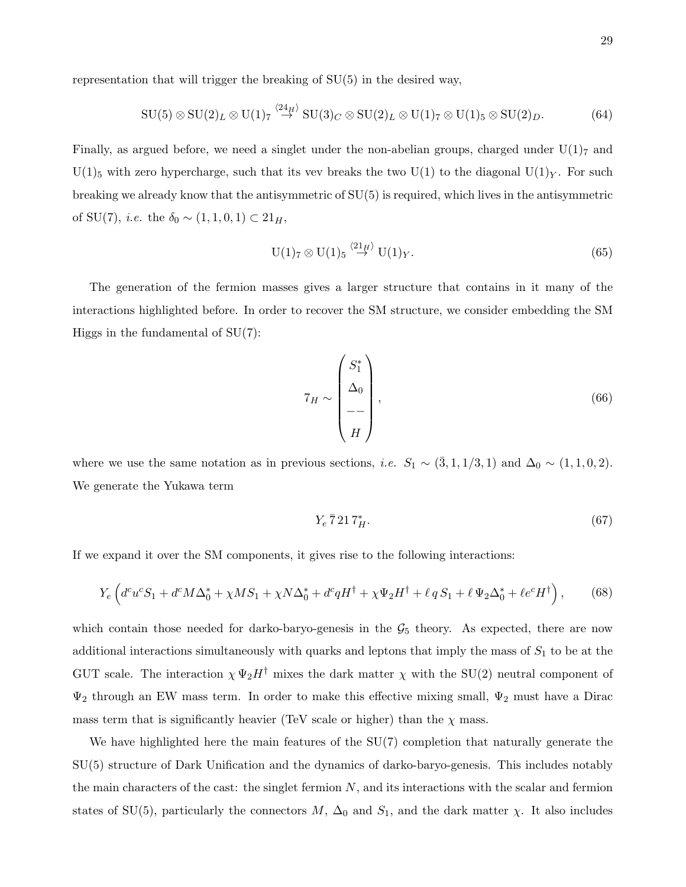representation that will trigger the breaking of SU(5) in the desired way,

$$\mathrm{SU}(5) \otimes \mathrm{SU}(2)_L \otimes \mathrm{U}(1)_7 \overset{\langle 24_H \rangle}{\rightarrow} \mathrm{SU}(3)_C \otimes \mathrm{SU}(2)_L \otimes \mathrm{U}(1)_7 \otimes \mathrm{U}(1)_5 \otimes \mathrm{SU}(2)_D. \tag{64}$$

Finally, as argued before, we need a singlet under the non-abelian groups, charged under $\mathrm{U}(1)_7$ and $\mathrm{U}(1)_5$ with zero hypercharge, such that its vev breaks the two U(1) to the diagonal $\mathrm{U}(1)_Y$. For such breaking we already know that the antisymmetric of SU(5) is required, which lives in the antisymmetric of SU(7), *i.e.* the $\delta_0 \sim (1, 1, 0, 1) \subset 21_H$,

$$\mathrm{U}(1)_7 \otimes \mathrm{U}(1)_5 \overset{\langle 21_H \rangle}{\rightarrow} \mathrm{U}(1)_Y. \tag{65}$$

The generation of the fermion masses gives a larger structure that contains in it many of the interactions highlighted before. In order to recover the SM structure, we consider embedding the SM Higgs in the fundamental of SU(7):

$$7_H \sim \begin{pmatrix} S_1^* \\ \Delta_0 \\ -- \\ H \end{pmatrix}, \tag{66}$$

where we use the same notation as in previous sections, *i.e.* $S_1 \sim (\bar{3}, 1, 1/3, 1)$ and $\Delta_0 \sim (1, 1, 0, 2)$. We generate the Yukawa term

$$Y_e \, \bar{7} \, 21 \, 7_H^*. \tag{67}$$

If we expand it over the SM components, it gives rise to the following interactions:

$$Y_e \left( d^c u^c S_1 + d^c M \Delta_0^* + \chi M S_1 + \chi N \Delta_0^* + d^c q H^\dagger + \chi \Psi_2 H^\dagger + \ell \, q \, S_1 + \ell \, \Psi_2 \Delta_0^* + \ell e^c H^\dagger \right), \tag{68}$$

which contain those needed for darko-baryo-genesis in the $\mathcal{G}_5$ theory. As expected, there are now additional interactions simultaneously with quarks and leptons that imply the mass of $S_1$ to be at the GUT scale. The interaction $\chi \, \Psi_2 H^\dagger$ mixes the dark matter $\chi$ with the SU(2) neutral component of $\Psi_2$ through an EW mass term. In order to make this effective mixing small, $\Psi_2$ must have a Dirac mass term that is significantly heavier (TeV scale or higher) than the $\chi$ mass.

We have highlighted here the main features of the SU(7) completion that naturally generate the SU(5) structure of Dark Unification and the dynamics of darko-baryo-genesis. This includes notably the main characters of the cast: the singlet fermion $N$, and its interactions with the scalar and fermion states of SU(5), particularly the connectors $M$, $\Delta_0$ and $S_1$, and the dark matter $\chi$. It also includes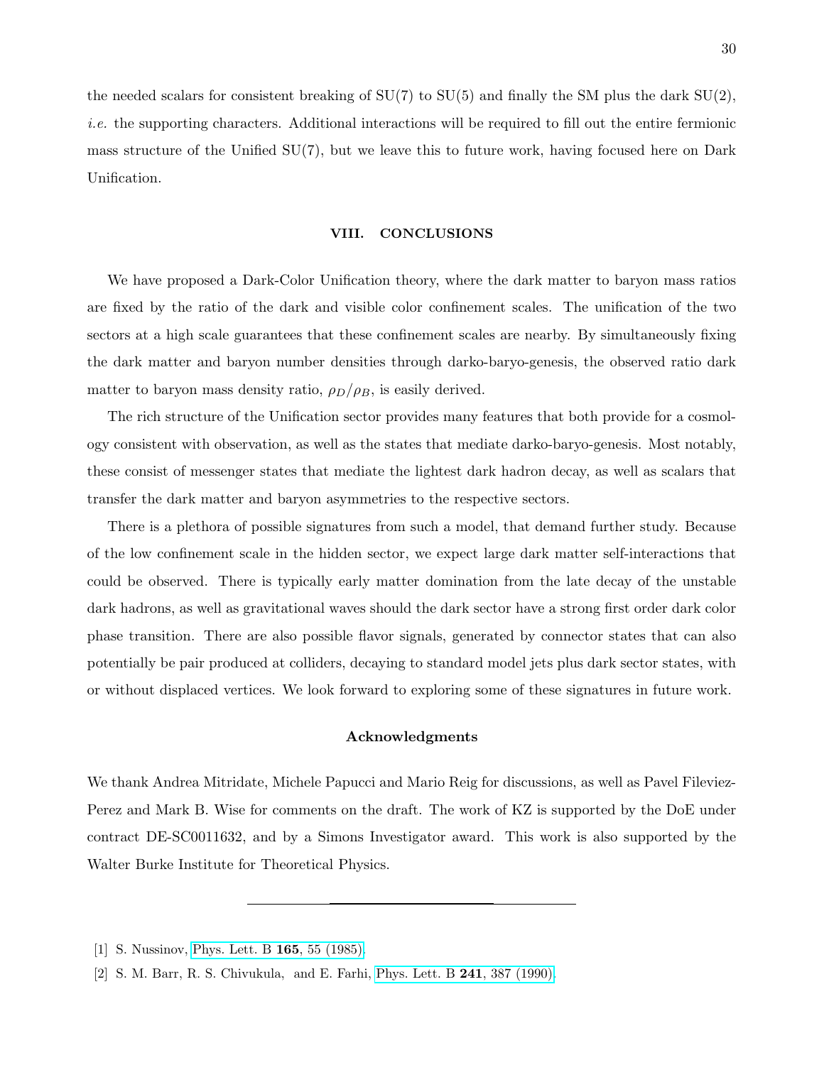the needed scalars for consistent breaking of SU(7) to SU(5) and finally the SM plus the dark SU(2), *i.e.* the supporting characters. Additional interactions will be required to fill out the entire fermionic mass structure of the Unified SU(7), but we leave this to future work, having focused here on Dark Unification.

## VIII. CONCLUSIONS

We have proposed a Dark-Color Unification theory, where the dark matter to baryon mass ratios are fixed by the ratio of the dark and visible color confinement scales. The unification of the two sectors at a high scale guarantees that these confinement scales are nearby. By simultaneously fixing the dark matter and baryon number densities through darko-baryo-genesis, the observed ratio dark matter to baryon mass density ratio, $\rho_D/\rho_B$, is easily derived.

The rich structure of the Unification sector provides many features that both provide for a cosmology consistent with observation, as well as the states that mediate darko-baryo-genesis. Most notably, these consist of messenger states that mediate the lightest dark hadron decay, as well as scalars that transfer the dark matter and baryon asymmetries to the respective sectors.

There is a plethora of possible signatures from such a model, that demand further study. Because of the low confinement scale in the hidden sector, we expect large dark matter self-interactions that could be observed. There is typically early matter domination from the late decay of the unstable dark hadrons, as well as gravitational waves should the dark sector have a strong first order dark color phase transition. There are also possible flavor signals, generated by connector states that can also potentially be pair produced at colliders, decaying to standard model jets plus dark sector states, with or without displaced vertices. We look forward to exploring some of these signatures in future work.

### Acknowledgments

We thank Andrea Mitridate, Michele Papucci and Mario Reig for discussions, as well as Pavel Fileviez-Perez and Mark B. Wise for comments on the draft. The work of KZ is supported by the DoE under contract DE-SC0011632, and by a Simons Investigator award. This work is also supported by the Walter Burke Institute for Theoretical Physics.

---

[1] S. Nussinov, Phys. Lett. B **165**, 55 (1985).

[2] S. M. Barr, R. S. Chivukula, and E. Farhi, Phys. Lett. B **241**, 387 (1990).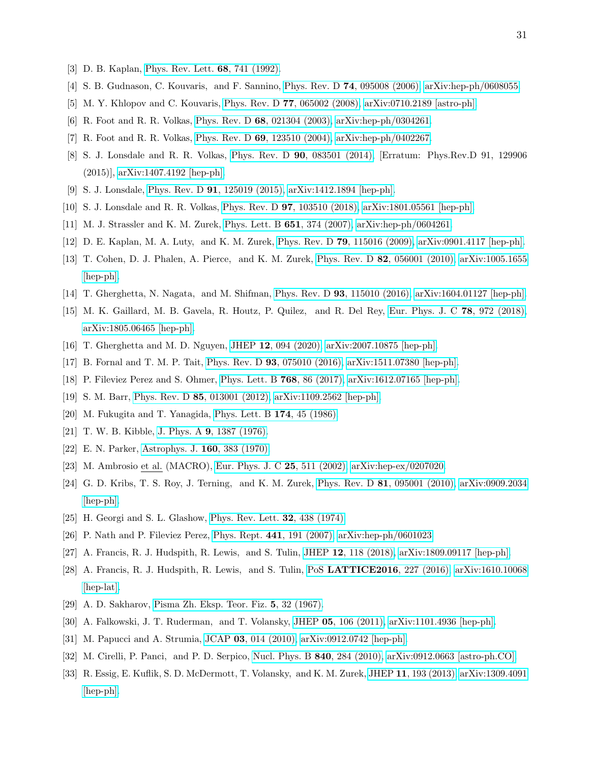[3] D. B. Kaplan, Phys. Rev. Lett. **68**, 741 (1992).

[4] S. B. Gudnason, C. Kouvaris, and F. Sannino, Phys. Rev. D **74**, 095008 (2006), arXiv:hep-ph/0608055.

[5] M. Y. Khlopov and C. Kouvaris, Phys. Rev. D **77**, 065002 (2008), arXiv:0710.2189 [astro-ph].

[6] R. Foot and R. R. Volkas, Phys. Rev. D **68**, 021304 (2003), arXiv:hep-ph/0304261.

[7] R. Foot and R. R. Volkas, Phys. Rev. D **69**, 123510 (2004), arXiv:hep-ph/0402267.

[8] S. J. Lonsdale and R. R. Volkas, Phys. Rev. D **90**, 083501 (2014), [Erratum: Phys.Rev.D 91, 129906 (2015)], arXiv:1407.4192 [hep-ph].

[9] S. J. Lonsdale, Phys. Rev. D **91**, 125019 (2015), arXiv:1412.1894 [hep-ph].

[10] S. J. Lonsdale and R. R. Volkas, Phys. Rev. D **97**, 103510 (2018), arXiv:1801.05561 [hep-ph].

[11] M. J. Strassler and K. M. Zurek, Phys. Lett. B **651**, 374 (2007), arXiv:hep-ph/0604261.

[12] D. E. Kaplan, M. A. Luty, and K. M. Zurek, Phys. Rev. D **79**, 115016 (2009), arXiv:0901.4117 [hep-ph].

[13] T. Cohen, D. J. Phalen, A. Pierce, and K. M. Zurek, Phys. Rev. D **82**, 056001 (2010), arXiv:1005.1655 [hep-ph].

[14] T. Gherghetta, N. Nagata, and M. Shifman, Phys. Rev. D **93**, 115010 (2016), arXiv:1604.01127 [hep-ph].

[15] M. K. Gaillard, M. B. Gavela, R. Houtz, P. Quilez, and R. Del Rey, Eur. Phys. J. C **78**, 972 (2018), arXiv:1805.06465 [hep-ph].

[16] T. Gherghetta and M. D. Nguyen, JHEP **12**, 094 (2020), arXiv:2007.10875 [hep-ph].

[17] B. Fornal and T. M. P. Tait, Phys. Rev. D **93**, 075010 (2016), arXiv:1511.07380 [hep-ph].

[18] P. Fileviez Perez and S. Ohmer, Phys. Lett. B **768**, 86 (2017), arXiv:1612.07165 [hep-ph].

[19] S. M. Barr, Phys. Rev. D **85**, 013001 (2012), arXiv:1109.2562 [hep-ph].

[20] M. Fukugita and T. Yanagida, Phys. Lett. B **174**, 45 (1986).

[21] T. W. B. Kibble, J. Phys. A **9**, 1387 (1976).

[22] E. N. Parker, Astrophys. J. **160**, 383 (1970).

[23] M. Ambrosio et al. (MACRO), Eur. Phys. J. C **25**, 511 (2002), arXiv:hep-ex/0207020.

[24] G. D. Kribs, T. S. Roy, J. Terning, and K. M. Zurek, Phys. Rev. D **81**, 095001 (2010), arXiv:0909.2034 [hep-ph].

[25] H. Georgi and S. L. Glashow, Phys. Rev. Lett. **32**, 438 (1974).

[26] P. Nath and P. Fileviez Perez, Phys. Rept. **441**, 191 (2007), arXiv:hep-ph/0601023.

[27] A. Francis, R. J. Hudspith, R. Lewis, and S. Tulin, JHEP **12**, 118 (2018), arXiv:1809.09117 [hep-ph].

[28] A. Francis, R. J. Hudspith, R. Lewis, and S. Tulin, PoS **LATTICE2016**, 227 (2016), arXiv:1610.10068 [hep-lat].

[29] A. D. Sakharov, Pisma Zh. Eksp. Teor. Fiz. **5**, 32 (1967).

[30] A. Falkowski, J. T. Ruderman, and T. Volansky, JHEP **05**, 106 (2011), arXiv:1101.4936 [hep-ph].

[31] M. Papucci and A. Strumia, JCAP **03**, 014 (2010), arXiv:0912.0742 [hep-ph].

[32] M. Cirelli, P. Panci, and P. D. Serpico, Nucl. Phys. B **840**, 284 (2010), arXiv:0912.0663 [astro-ph.CO].

[33] R. Essig, E. Kuflik, S. D. McDermott, T. Volansky, and K. M. Zurek, JHEP **11**, 193 (2013), arXiv:1309.4091 [hep-ph].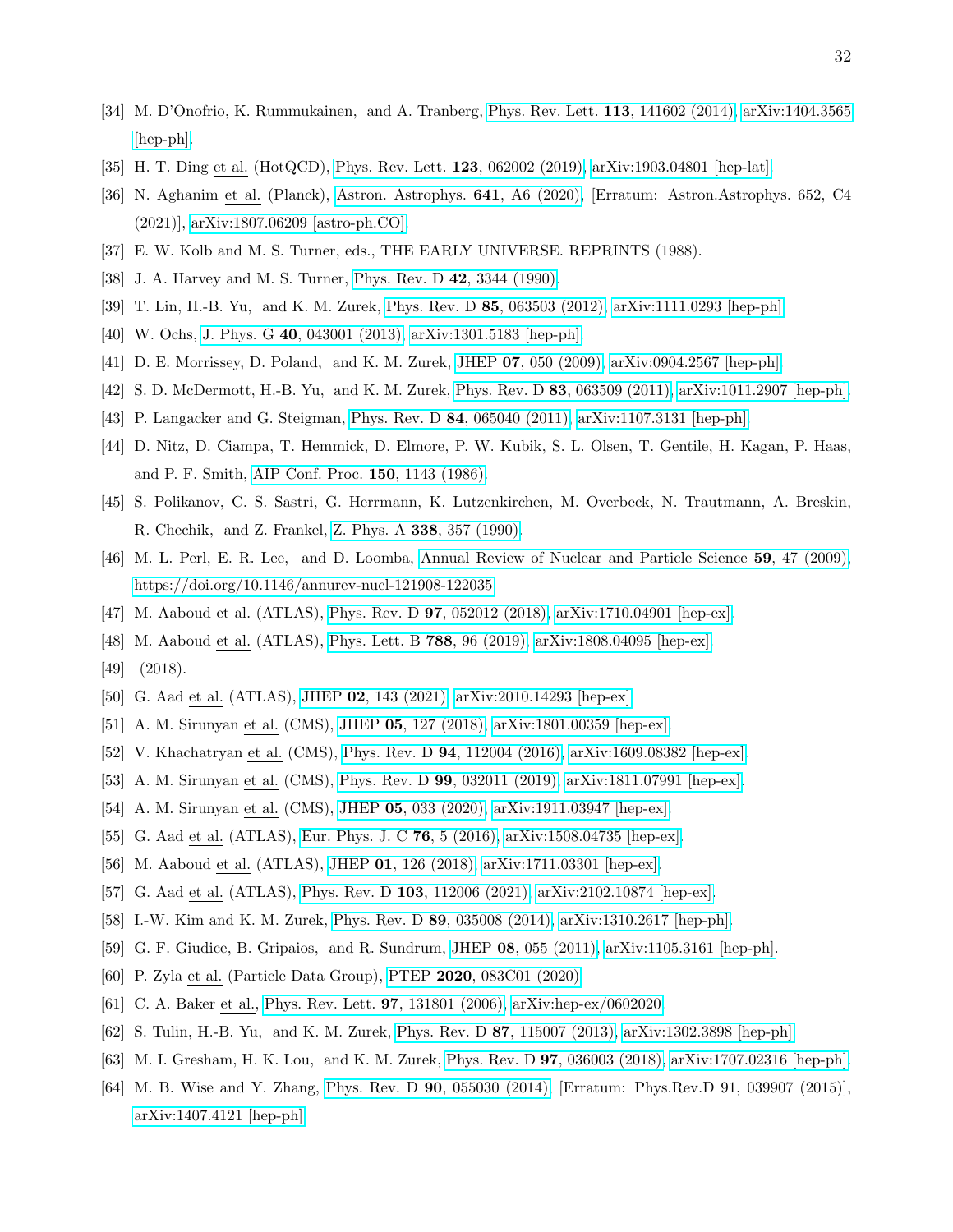[34] M. D'Onofrio, K. Rummukainen, and A. Tranberg, Phys. Rev. Lett. **113**, 141602 (2014), arXiv:1404.3565 [hep-ph].

[35] H. T. Ding et al. (HotQCD), Phys. Rev. Lett. **123**, 062002 (2019), arXiv:1903.04801 [hep-lat].

[36] N. Aghanim et al. (Planck), Astron. Astrophys. **641**, A6 (2020), [Erratum: Astron.Astrophys. 652, C4 (2021)], arXiv:1807.06209 [astro-ph.CO].

[37] E. W. Kolb and M. S. Turner, eds., THE EARLY UNIVERSE. REPRINTS (1988).

[38] J. A. Harvey and M. S. Turner, Phys. Rev. D **42**, 3344 (1990).

[39] T. Lin, H.-B. Yu, and K. M. Zurek, Phys. Rev. D **85**, 063503 (2012), arXiv:1111.0293 [hep-ph].

[40] W. Ochs, J. Phys. G **40**, 043001 (2013), arXiv:1301.5183 [hep-ph].

[41] D. E. Morrissey, D. Poland, and K. M. Zurek, JHEP **07**, 050 (2009), arXiv:0904.2567 [hep-ph].

[42] S. D. McDermott, H.-B. Yu, and K. M. Zurek, Phys. Rev. D **83**, 063509 (2011), arXiv:1011.2907 [hep-ph].

[43] P. Langacker and G. Steigman, Phys. Rev. D **84**, 065040 (2011), arXiv:1107.3131 [hep-ph].

[44] D. Nitz, D. Ciampa, T. Hemmick, D. Elmore, P. W. Kubik, S. L. Olsen, T. Gentile, H. Kagan, P. Haas, and P. F. Smith, AIP Conf. Proc. **150**, 1143 (1986).

[45] S. Polikanov, C. S. Sastri, G. Herrmann, K. Lutzenkirchen, M. Overbeck, N. Trautmann, A. Breskin, R. Chechik, and Z. Frankel, Z. Phys. A **338**, 357 (1990).

[46] M. L. Perl, E. R. Lee, and D. Loomba, Annual Review of Nuclear and Particle Science **59**, 47 (2009), https://doi.org/10.1146/annurev-nucl-121908-122035.

[47] M. Aaboud et al. (ATLAS), Phys. Rev. D **97**, 052012 (2018), arXiv:1710.04901 [hep-ex].

[48] M. Aaboud et al. (ATLAS), Phys. Lett. B **788**, 96 (2019), arXiv:1808.04095 [hep-ex].

[49] (2018).

[50] G. Aad et al. (ATLAS), JHEP **02**, 143 (2021), arXiv:2010.14293 [hep-ex].

[51] A. M. Sirunyan et al. (CMS), JHEP **05**, 127 (2018), arXiv:1801.00359 [hep-ex].

[52] V. Khachatryan et al. (CMS), Phys. Rev. D **94**, 112004 (2016), arXiv:1609.08382 [hep-ex].

[53] A. M. Sirunyan et al. (CMS), Phys. Rev. D **99**, 032011 (2019), arXiv:1811.07991 [hep-ex].

[54] A. M. Sirunyan et al. (CMS), JHEP **05**, 033 (2020), arXiv:1911.03947 [hep-ex].

[55] G. Aad et al. (ATLAS), Eur. Phys. J. C **76**, 5 (2016), arXiv:1508.04735 [hep-ex].

[56] M. Aaboud et al. (ATLAS), JHEP **01**, 126 (2018), arXiv:1711.03301 [hep-ex].

[57] G. Aad et al. (ATLAS), Phys. Rev. D **103**, 112006 (2021), arXiv:2102.10874 [hep-ex].

[58] I.-W. Kim and K. M. Zurek, Phys. Rev. D **89**, 035008 (2014), arXiv:1310.2617 [hep-ph].

[59] G. F. Giudice, B. Gripaios, and R. Sundrum, JHEP **08**, 055 (2011), arXiv:1105.3161 [hep-ph].

[60] P. Zyla et al. (Particle Data Group), PTEP **2020**, 083C01 (2020).

[61] C. A. Baker et al., Phys. Rev. Lett. **97**, 131801 (2006), arXiv:hep-ex/0602020.

[62] S. Tulin, H.-B. Yu, and K. M. Zurek, Phys. Rev. D **87**, 115007 (2013), arXiv:1302.3898 [hep-ph].

[63] M. I. Gresham, H. K. Lou, and K. M. Zurek, Phys. Rev. D **97**, 036003 (2018), arXiv:1707.02316 [hep-ph].

[64] M. B. Wise and Y. Zhang, Phys. Rev. D **90**, 055030 (2014), [Erratum: Phys.Rev.D 91, 039907 (2015)], arXiv:1407.4121 [hep-ph].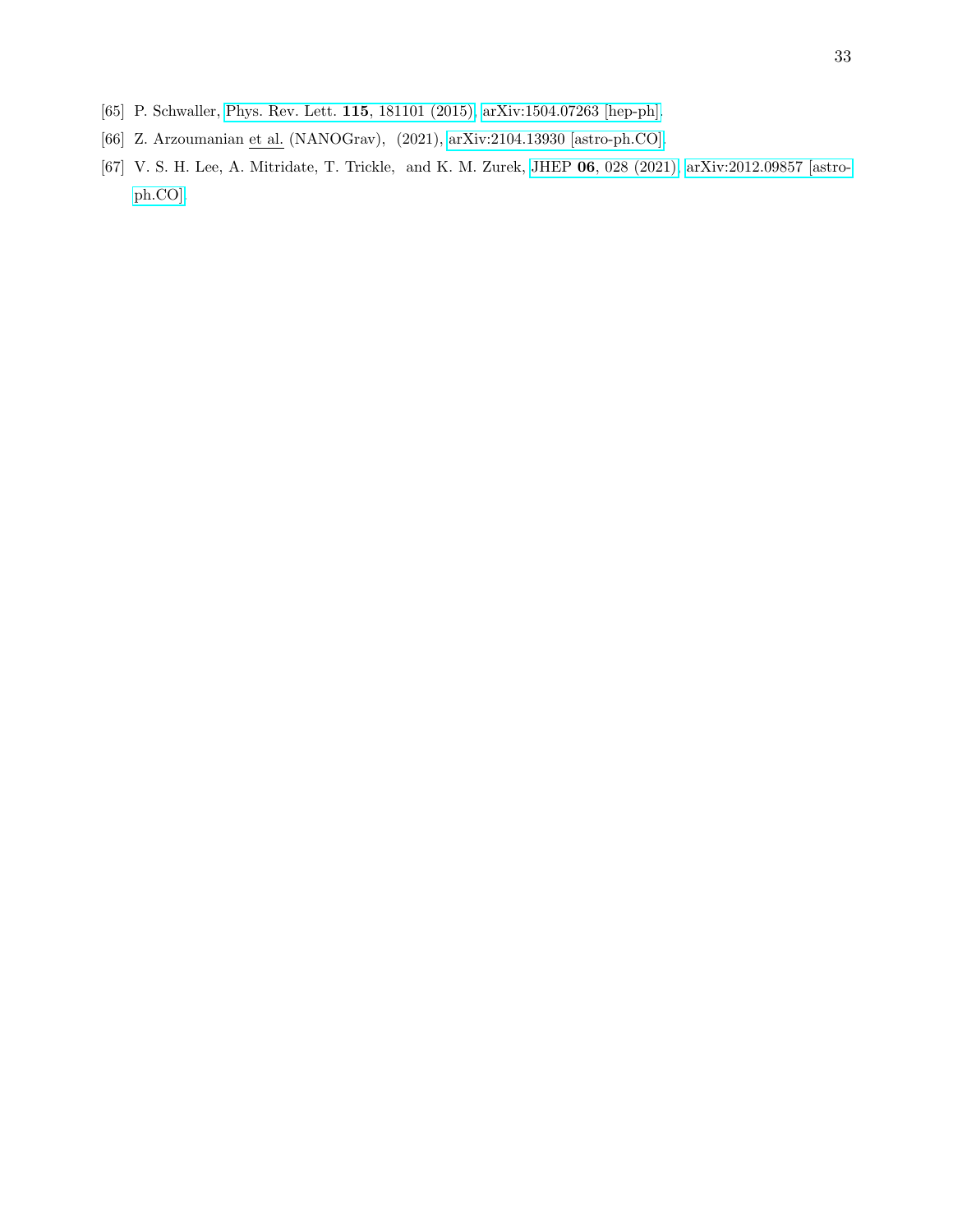[65] P. Schwaller, Phys. Rev. Lett. **115**, 181101 (2015), arXiv:1504.07263 [hep-ph].

[66] Z. Arzoumanian et al. (NANOGrav), (2021), arXiv:2104.13930 [astro-ph.CO].

[67] V. S. H. Lee, A. Mitridate, T. Trickle, and K. M. Zurek, JHEP **06**, 028 (2021), arXiv:2012.09857 [astro-ph.CO].